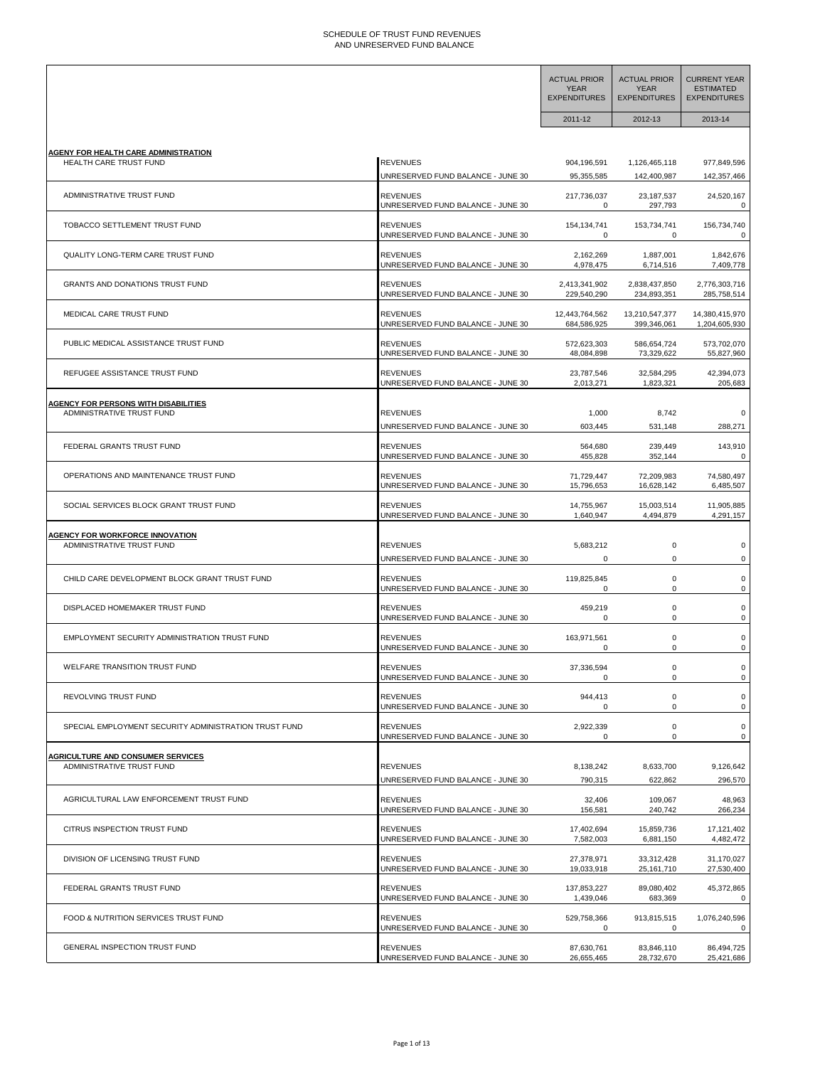# SCHEDULE OF TRUST FUND REVENUES AND UNRESERVED FUND BALANCE

| | | ACTUAL PRIOR YEAR EXPENDITURES | ACTUAL PRIOR YEAR EXPENDITURES | CURRENT YEAR ESTIMATED EXPENDITURES |
|---|---|---|---|---|
| | | 2011-12 | 2012-13 | 2013-14 |
| **AGENY FOR HEALTH CARE ADMINISTRATION** | | | | |
| HEALTH CARE TRUST FUND | REVENUES | 904,196,591 | 1,126,465,118 | 977,849,596 |
| | UNRESERVED FUND BALANCE - JUNE 30 | 95,355,585 | 142,400,987 | 142,357,466 |
| ADMINISTRATIVE TRUST FUND | REVENUES | 217,736,037 | 23,187,537 | 24,520,167 |
| | UNRESERVED FUND BALANCE - JUNE 30 | 0 | 297,793 | 0 |
| TOBACCO SETTLEMENT TRUST FUND | REVENUES | 154,134,741 | 153,734,741 | 156,734,740 |
| | UNRESERVED FUND BALANCE - JUNE 30 | 0 | 0 | 0 |
| QUALITY LONG-TERM CARE TRUST FUND | REVENUES | 2,162,269 | 1,887,001 | 1,842,676 |
| | UNRESERVED FUND BALANCE - JUNE 30 | 4,978,475 | 6,714,516 | 7,409,778 |
| GRANTS AND DONATIONS TRUST FUND | REVENUES | 2,413,341,902 | 2,838,437,850 | 2,776,303,716 |
| | UNRESERVED FUND BALANCE - JUNE 30 | 229,540,290 | 234,893,351 | 285,758,514 |
| MEDICAL CARE TRUST FUND | REVENUES | 12,443,764,562 | 13,210,547,377 | 14,380,415,970 |
| | UNRESERVED FUND BALANCE - JUNE 30 | 684,586,925 | 399,346,061 | 1,204,605,930 |
| PUBLIC MEDICAL ASSISTANCE TRUST FUND | REVENUES | 572,623,303 | 586,654,724 | 573,702,070 |
| | UNRESERVED FUND BALANCE - JUNE 30 | 48,084,898 | 73,329,622 | 55,827,960 |
| REFUGEE ASSISTANCE TRUST FUND | REVENUES | 23,787,546 | 32,584,295 | 42,394,073 |
| | UNRESERVED FUND BALANCE - JUNE 30 | 2,013,271 | 1,823,321 | 205,683 |
| **AGENCY FOR PERSONS WITH DISABILITIES** | | | | |
| ADMINISTRATIVE TRUST FUND | REVENUES | 1,000 | 8,742 | 0 |
| | UNRESERVED FUND BALANCE - JUNE 30 | 603,445 | 531,148 | 288,271 |
| FEDERAL GRANTS TRUST FUND | REVENUES | 564,680 | 239,449 | 143,910 |
| | UNRESERVED FUND BALANCE - JUNE 30 | 455,828 | 352,144 | 0 |
| OPERATIONS AND MAINTENANCE TRUST FUND | REVENUES | 71,729,447 | 72,209,983 | 74,580,497 |
| | UNRESERVED FUND BALANCE - JUNE 30 | 15,796,653 | 16,628,142 | 6,485,507 |
| SOCIAL SERVICES BLOCK GRANT TRUST FUND | REVENUES | 14,755,967 | 15,003,514 | 11,905,885 |
| | UNRESERVED FUND BALANCE - JUNE 30 | 1,640,947 | 4,494,879 | 4,291,157 |
| **AGENCY FOR WORKFORCE INNOVATION** | | | | |
| ADMINISTRATIVE TRUST FUND | REVENUES | 5,683,212 | 0 | 0 |
| | UNRESERVED FUND BALANCE - JUNE 30 | 0 | 0 | 0 |
| CHILD CARE DEVELOPMENT BLOCK GRANT TRUST FUND | REVENUES | 119,825,845 | 0 | 0 |
| | UNRESERVED FUND BALANCE - JUNE 30 | 0 | 0 | 0 |
| DISPLACED HOMEMAKER TRUST FUND | REVENUES | 459,219 | 0 | 0 |
| | UNRESERVED FUND BALANCE - JUNE 30 | 0 | 0 | 0 |
| EMPLOYMENT SECURITY ADMINISTRATION TRUST FUND | REVENUES | 163,971,561 | 0 | 0 |
| | UNRESERVED FUND BALANCE - JUNE 30 | 0 | 0 | 0 |
| WELFARE TRANSITION TRUST FUND | REVENUES | 37,336,594 | 0 | 0 |
| | UNRESERVED FUND BALANCE - JUNE 30 | 0 | 0 | 0 |
| REVOLVING TRUST FUND | REVENUES | 944,413 | 0 | 0 |
| | UNRESERVED FUND BALANCE - JUNE 30 | 0 | 0 | 0 |
| SPECIAL EMPLOYMENT SECURITY ADMINISTRATION TRUST FUND | REVENUES | 2,922,339 | 0 | 0 |
| | UNRESERVED FUND BALANCE - JUNE 30 | 0 | 0 | 0 |
| **AGRICULTURE AND CONSUMER SERVICES** | | | | |
| ADMINISTRATIVE TRUST FUND | REVENUES | 8,138,242 | 8,633,700 | 9,126,642 |
| | UNRESERVED FUND BALANCE - JUNE 30 | 790,315 | 622,862 | 296,570 |
| AGRICULTURAL LAW ENFORCEMENT TRUST FUND | REVENUES | 32,406 | 109,067 | 48,963 |
| | UNRESERVED FUND BALANCE - JUNE 30 | 156,581 | 240,742 | 266,234 |
| CITRUS INSPECTION TRUST FUND | REVENUES | 17,402,694 | 15,859,736 | 17,121,402 |
| | UNRESERVED FUND BALANCE - JUNE 30 | 7,582,003 | 6,881,150 | 4,482,472 |
| DIVISION OF LICENSING TRUST FUND | REVENUES | 27,378,971 | 33,312,428 | 31,170,027 |
| | UNRESERVED FUND BALANCE - JUNE 30 | 19,033,918 | 25,161,710 | 27,530,400 |
| FEDERAL GRANTS TRUST FUND | REVENUES | 137,853,227 | 89,080,402 | 45,372,865 |
| | UNRESERVED FUND BALANCE - JUNE 30 | 1,439,046 | 683,369 | 0 |
| FOOD & NUTRITION SERVICES TRUST FUND | REVENUES | 529,758,366 | 913,815,515 | 1,076,240,596 |
| | UNRESERVED FUND BALANCE - JUNE 30 | 0 | 0 | 0 |
| GENERAL INSPECTION TRUST FUND | REVENUES | 87,630,761 | 83,846,110 | 86,494,725 |
| | UNRESERVED FUND BALANCE - JUNE 30 | 26,655,465 | 28,732,670 | 25,421,686 |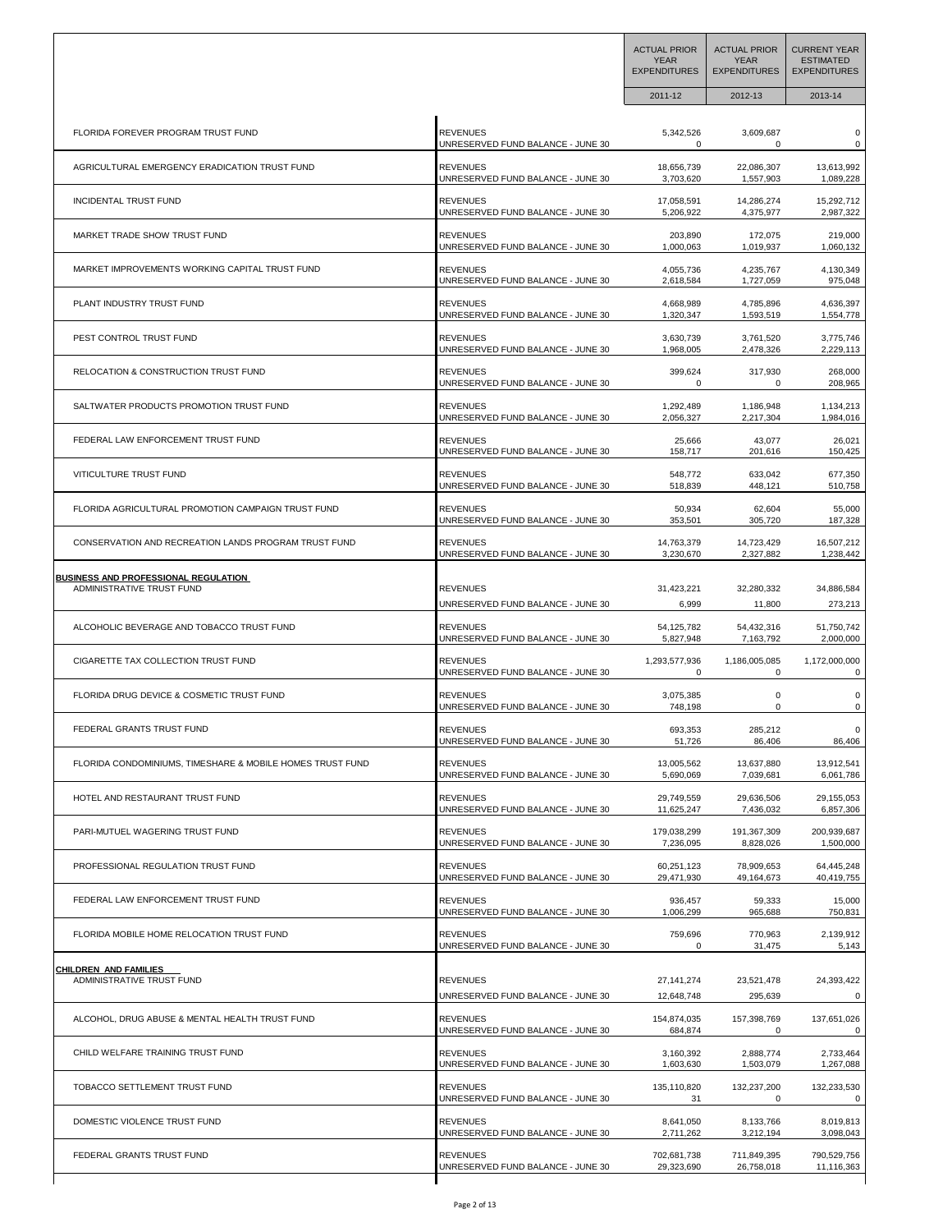| | | ACTUAL PRIOR YEAR EXPENDITURES | ACTUAL PRIOR YEAR EXPENDITURES | CURRENT YEAR ESTIMATED EXPENDITURES |
|---|---|---|---|---|
| | | 2011-12 | 2012-13 | 2013-14 |
| FLORIDA FOREVER PROGRAM TRUST FUND | REVENUES | 5,342,526 | 3,609,687 | 0 |
| | UNRESERVED FUND BALANCE - JUNE 30 | 0 | 0 | 0 |
| AGRICULTURAL EMERGENCY ERADICATION TRUST FUND | REVENUES | 18,656,739 | 22,086,307 | 13,613,992 |
| | UNRESERVED FUND BALANCE - JUNE 30 | 3,703,620 | 1,557,903 | 1,089,228 |
| INCIDENTAL TRUST FUND | REVENUES | 17,058,591 | 14,286,274 | 15,292,712 |
| | UNRESERVED FUND BALANCE - JUNE 30 | 5,206,922 | 4,375,977 | 2,987,322 |
| MARKET TRADE SHOW TRUST FUND | REVENUES | 203,890 | 172,075 | 219,000 |
| | UNRESERVED FUND BALANCE - JUNE 30 | 1,000,063 | 1,019,937 | 1,060,132 |
| MARKET IMPROVEMENTS WORKING CAPITAL TRUST FUND | REVENUES | 4,055,736 | 4,235,767 | 4,130,349 |
| | UNRESERVED FUND BALANCE - JUNE 30 | 2,618,584 | 1,727,059 | 975,048 |
| PLANT INDUSTRY TRUST FUND | REVENUES | 4,668,989 | 4,785,896 | 4,636,397 |
| | UNRESERVED FUND BALANCE - JUNE 30 | 1,320,347 | 1,593,519 | 1,554,778 |
| PEST CONTROL TRUST FUND | REVENUES | 3,630,739 | 3,761,520 | 3,775,746 |
| | UNRESERVED FUND BALANCE - JUNE 30 | 1,968,005 | 2,478,326 | 2,229,113 |
| RELOCATION & CONSTRUCTION TRUST FUND | REVENUES | 399,624 | 317,930 | 268,000 |
| | UNRESERVED FUND BALANCE - JUNE 30 | 0 | 0 | 208,965 |
| SALTWATER PRODUCTS PROMOTION TRUST FUND | REVENUES | 1,292,489 | 1,186,948 | 1,134,213 |
| | UNRESERVED FUND BALANCE - JUNE 30 | 2,056,327 | 2,217,304 | 1,984,016 |
| FEDERAL LAW ENFORCEMENT TRUST FUND | REVENUES | 25,666 | 43,077 | 26,021 |
| | UNRESERVED FUND BALANCE - JUNE 30 | 158,717 | 201,616 | 150,425 |
| VITICULTURE TRUST FUND | REVENUES | 548,772 | 633,042 | 677,350 |
| | UNRESERVED FUND BALANCE - JUNE 30 | 518,839 | 448,121 | 510,758 |
| FLORIDA AGRICULTURAL PROMOTION CAMPAIGN TRUST FUND | REVENUES | 50,934 | 62,604 | 55,000 |
| | UNRESERVED FUND BALANCE - JUNE 30 | 353,501 | 305,720 | 187,328 |
| CONSERVATION AND RECREATION LANDS PROGRAM TRUST FUND | REVENUES | 14,763,379 | 14,723,429 | 16,507,212 |
| | UNRESERVED FUND BALANCE - JUNE 30 | 3,230,670 | 2,327,882 | 1,238,442 |
| **BUSINESS AND PROFESSIONAL REGULATION** | | | | |
| ADMINISTRATIVE TRUST FUND | REVENUES | 31,423,221 | 32,280,332 | 34,886,584 |
| | UNRESERVED FUND BALANCE - JUNE 30 | 6,999 | 11,800 | 273,213 |
| ALCOHOLIC BEVERAGE AND TOBACCO TRUST FUND | REVENUES | 54,125,782 | 54,432,316 | 51,750,742 |
| | UNRESERVED FUND BALANCE - JUNE 30 | 5,827,948 | 7,163,792 | 2,000,000 |
| CIGARETTE TAX COLLECTION TRUST FUND | REVENUES | 1,293,577,936 | 1,186,005,085 | 1,172,000,000 |
| | UNRESERVED FUND BALANCE - JUNE 30 | 0 | 0 | 0 |
| FLORIDA DRUG DEVICE & COSMETIC TRUST FUND | REVENUES | 3,075,385 | 0 | 0 |
| | UNRESERVED FUND BALANCE - JUNE 30 | 748,198 | 0 | 0 |
| FEDERAL GRANTS TRUST FUND | REVENUES | 693,353 | 285,212 | 0 |
| | UNRESERVED FUND BALANCE - JUNE 30 | 51,726 | 86,406 | 86,406 |
| FLORIDA CONDOMINIUMS, TIMESHARE & MOBILE HOMES TRUST FUND | REVENUES | 13,005,562 | 13,637,880 | 13,912,541 |
| | UNRESERVED FUND BALANCE - JUNE 30 | 5,690,069 | 7,039,681 | 6,061,786 |
| HOTEL AND RESTAURANT TRUST FUND | REVENUES | 29,749,559 | 29,636,506 | 29,155,053 |
| | UNRESERVED FUND BALANCE - JUNE 30 | 11,625,247 | 7,436,032 | 6,857,306 |
| PARI-MUTUEL WAGERING TRUST FUND | REVENUES | 179,038,299 | 191,367,309 | 200,939,687 |
| | UNRESERVED FUND BALANCE - JUNE 30 | 7,236,095 | 8,828,026 | 1,500,000 |
| PROFESSIONAL REGULATION TRUST FUND | REVENUES | 60,251,123 | 78,909,653 | 64,445,248 |
| | UNRESERVED FUND BALANCE - JUNE 30 | 29,471,930 | 49,164,673 | 40,419,755 |
| FEDERAL LAW ENFORCEMENT TRUST FUND | REVENUES | 936,457 | 59,333 | 15,000 |
| | UNRESERVED FUND BALANCE - JUNE 30 | 1,006,299 | 965,688 | 750,831 |
| FLORIDA MOBILE HOME RELOCATION TRUST FUND | REVENUES | 759,696 | 770,963 | 2,139,912 |
| | UNRESERVED FUND BALANCE - JUNE 30 | 0 | 31,475 | 5,143 |
| **CHILDREN AND FAMILIES** | | | | |
| ADMINISTRATIVE TRUST FUND | REVENUES | 27,141,274 | 23,521,478 | 24,393,422 |
| | UNRESERVED FUND BALANCE - JUNE 30 | 12,648,748 | 295,639 | 0 |
| ALCOHOL, DRUG ABUSE & MENTAL HEALTH TRUST FUND | REVENUES | 154,874,035 | 157,398,769 | 137,651,026 |
| | UNRESERVED FUND BALANCE - JUNE 30 | 684,874 | 0 | 0 |
| CHILD WELFARE TRAINING TRUST FUND | REVENUES | 3,160,392 | 2,888,774 | 2,733,464 |
| | UNRESERVED FUND BALANCE - JUNE 30 | 1,603,630 | 1,503,079 | 1,267,088 |
| TOBACCO SETTLEMENT TRUST FUND | REVENUES | 135,110,820 | 132,237,200 | 132,233,530 |
| | UNRESERVED FUND BALANCE - JUNE 30 | 31 | 0 | 0 |
| DOMESTIC VIOLENCE TRUST FUND | REVENUES | 8,641,050 | 8,133,766 | 8,019,813 |
| | UNRESERVED FUND BALANCE - JUNE 30 | 2,711,262 | 3,212,194 | 3,098,043 |
| FEDERAL GRANTS TRUST FUND | REVENUES | 702,681,738 | 711,849,395 | 790,529,756 |
| | UNRESERVED FUND BALANCE - JUNE 30 | 29,323,690 | 26,758,018 | 11,116,363 |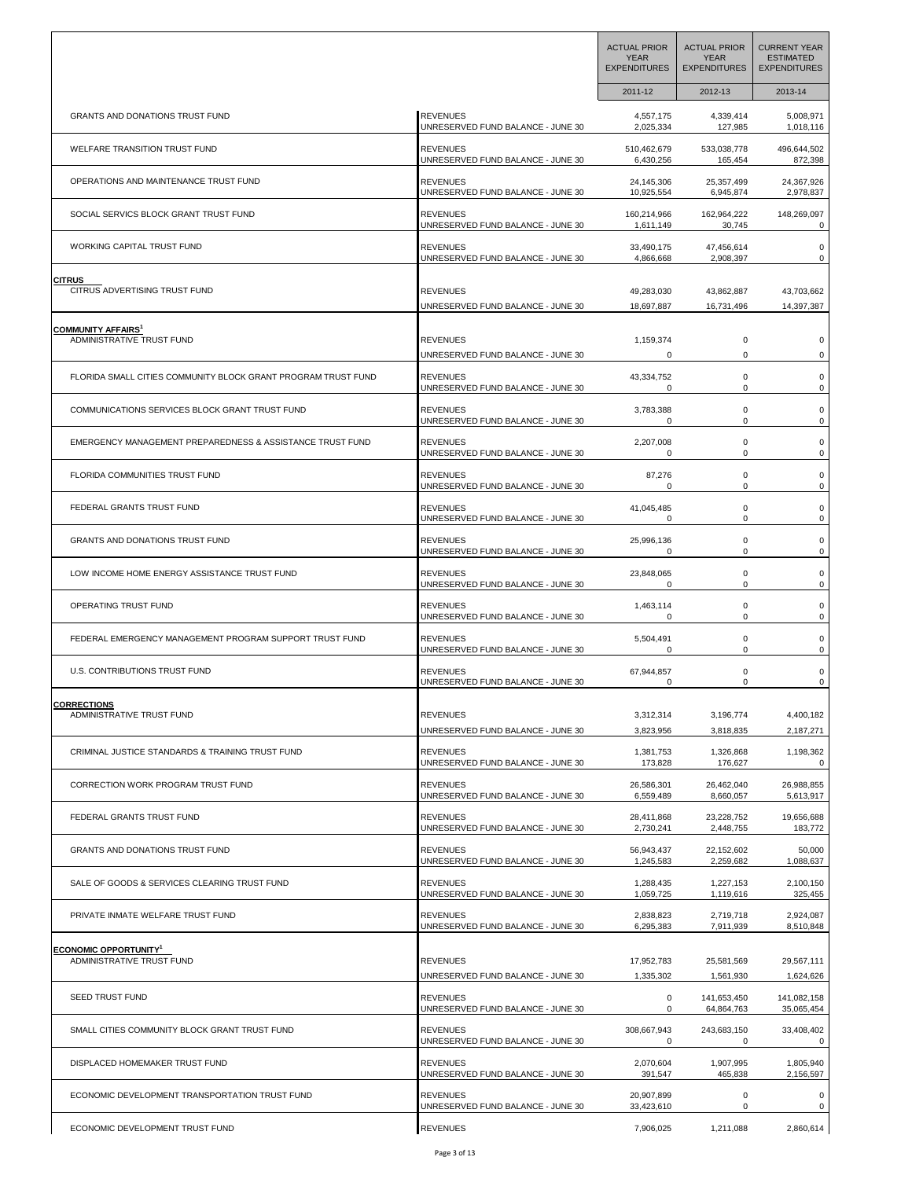| | | ACTUAL PRIOR YEAR EXPENDITURES | ACTUAL PRIOR YEAR EXPENDITURES | CURRENT YEAR ESTIMATED EXPENDITURES |
|---|---|---|---|---|
| | | 2011-12 | 2012-13 | 2013-14 |
| GRANTS AND DONATIONS TRUST FUND | REVENUES | 4,557,175 | 4,339,414 | 5,008,971 |
| | UNRESERVED FUND BALANCE - JUNE 30 | 2,025,334 | 127,985 | 1,018,116 |
| WELFARE TRANSITION TRUST FUND | REVENUES | 510,462,679 | 533,038,778 | 496,644,502 |
| | UNRESERVED FUND BALANCE - JUNE 30 | 6,430,256 | 165,454 | 872,398 |
| OPERATIONS AND MAINTENANCE TRUST FUND | REVENUES | 24,145,306 | 25,357,499 | 24,367,926 |
| | UNRESERVED FUND BALANCE - JUNE 30 | 10,925,554 | 6,945,874 | 2,978,837 |
| SOCIAL SERVICS BLOCK GRANT TRUST FUND | REVENUES | 160,214,966 | 162,964,222 | 148,269,097 |
| | UNRESERVED FUND BALANCE - JUNE 30 | 1,611,149 | 30,745 | 0 |
| WORKING CAPITAL TRUST FUND | REVENUES | 33,490,175 | 47,456,614 | 0 |
| | UNRESERVED FUND BALANCE - JUNE 30 | 4,866,668 | 2,908,397 | 0 |
| **CITRUS** | | | | |
| CITRUS ADVERTISING TRUST FUND | REVENUES | 49,283,030 | 43,862,887 | 43,703,662 |
| | UNRESERVED FUND BALANCE - JUNE 30 | 18,697,887 | 16,731,496 | 14,397,387 |
| **COMMUNITY AFFAIRS**[1] | | | | |
| ADMINISTRATIVE TRUST FUND | REVENUES | 1,159,374 | 0 | 0 |
| | UNRESERVED FUND BALANCE - JUNE 30 | 0 | 0 | 0 |
| FLORIDA SMALL CITIES COMMUNITY BLOCK GRANT PROGRAM TRUST FUND | REVENUES | 43,334,752 | 0 | 0 |
| | UNRESERVED FUND BALANCE - JUNE 30 | 0 | 0 | 0 |
| COMMUNICATIONS SERVICES BLOCK GRANT TRUST FUND | REVENUES | 3,783,388 | 0 | 0 |
| | UNRESERVED FUND BALANCE - JUNE 30 | 0 | 0 | 0 |
| EMERGENCY MANAGEMENT PREPAREDNESS & ASSISTANCE TRUST FUND | REVENUES | 2,207,008 | 0 | 0 |
| | UNRESERVED FUND BALANCE - JUNE 30 | 0 | 0 | 0 |
| FLORIDA COMMUNITIES TRUST FUND | REVENUES | 87,276 | 0 | 0 |
| | UNRESERVED FUND BALANCE - JUNE 30 | 0 | 0 | 0 |
| FEDERAL GRANTS TRUST FUND | REVENUES | 41,045,485 | 0 | 0 |
| | UNRESERVED FUND BALANCE - JUNE 30 | 0 | 0 | 0 |
| GRANTS AND DONATIONS TRUST FUND | REVENUES | 25,996,136 | 0 | 0 |
| | UNRESERVED FUND BALANCE - JUNE 30 | 0 | 0 | 0 |
| LOW INCOME HOME ENERGY ASSISTANCE TRUST FUND | REVENUES | 23,848,065 | 0 | 0 |
| | UNRESERVED FUND BALANCE - JUNE 30 | 0 | 0 | 0 |
| OPERATING TRUST FUND | REVENUES | 1,463,114 | 0 | 0 |
| | UNRESERVED FUND BALANCE - JUNE 30 | 0 | 0 | 0 |
| FEDERAL EMERGENCY MANAGEMENT PROGRAM SUPPORT TRUST FUND | REVENUES | 5,504,491 | 0 | 0 |
| | UNRESERVED FUND BALANCE - JUNE 30 | 0 | 0 | 0 |
| U.S. CONTRIBUTIONS TRUST FUND | REVENUES | 67,944,857 | 0 | 0 |
| | UNRESERVED FUND BALANCE - JUNE 30 | 0 | 0 | 0 |
| **CORRECTIONS** | | | | |
| ADMINISTRATIVE TRUST FUND | REVENUES | 3,312,314 | 3,196,774 | 4,400,182 |
| | UNRESERVED FUND BALANCE - JUNE 30 | 3,823,956 | 3,818,835 | 2,187,271 |
| CRIMINAL JUSTICE STANDARDS & TRAINING TRUST FUND | REVENUES | 1,381,753 | 1,326,868 | 1,198,362 |
| | UNRESERVED FUND BALANCE - JUNE 30 | 173,828 | 176,627 | 0 |
| CORRECTION WORK PROGRAM TRUST FUND | REVENUES | 26,586,301 | 26,462,040 | 26,988,855 |
| | UNRESERVED FUND BALANCE - JUNE 30 | 6,559,489 | 8,660,057 | 5,613,917 |
| FEDERAL GRANTS TRUST FUND | REVENUES | 28,411,868 | 23,228,752 | 19,656,688 |
| | UNRESERVED FUND BALANCE - JUNE 30 | 2,730,241 | 2,448,755 | 183,772 |
| GRANTS AND DONATIONS TRUST FUND | REVENUES | 56,943,437 | 22,152,602 | 50,000 |
| | UNRESERVED FUND BALANCE - JUNE 30 | 1,245,583 | 2,259,682 | 1,088,637 |
| SALE OF GOODS & SERVICES CLEARING TRUST FUND | REVENUES | 1,288,435 | 1,227,153 | 2,100,150 |
| | UNRESERVED FUND BALANCE - JUNE 30 | 1,059,725 | 1,119,616 | 325,455 |
| PRIVATE INMATE WELFARE TRUST FUND | REVENUES | 2,838,823 | 2,719,718 | 2,924,087 |
| | UNRESERVED FUND BALANCE - JUNE 30 | 6,295,383 | 7,911,939 | 8,510,848 |
| **ECONOMIC OPPORTUNITY**[1] | | | | |
| ADMINISTRATIVE TRUST FUND | REVENUES | 17,952,783 | 25,581,569 | 29,567,111 |
| | UNRESERVED FUND BALANCE - JUNE 30 | 1,335,302 | 1,561,930 | 1,624,626 |
| SEED TRUST FUND | REVENUES | 0 | 141,653,450 | 141,082,158 |
| | UNRESERVED FUND BALANCE - JUNE 30 | 0 | 64,864,763 | 35,065,454 |
| SMALL CITIES COMMUNITY BLOCK GRANT TRUST FUND | REVENUES | 308,667,943 | 243,683,150 | 33,408,402 |
| | UNRESERVED FUND BALANCE - JUNE 30 | 0 | 0 | 0 |
| DISPLACED HOMEMAKER TRUST FUND | REVENUES | 2,070,604 | 1,907,995 | 1,805,940 |
| | UNRESERVED FUND BALANCE - JUNE 30 | 391,547 | 465,838 | 2,156,597 |
| ECONOMIC DEVELOPMENT TRANSPORTATION TRUST FUND | REVENUES | 20,907,899 | 0 | 0 |
| | UNRESERVED FUND BALANCE - JUNE 30 | 33,423,610 | 0 | 0 |
| ECONOMIC DEVELOPMENT TRUST FUND | REVENUES | 7,906,025 | 1,211,088 | 2,860,614 |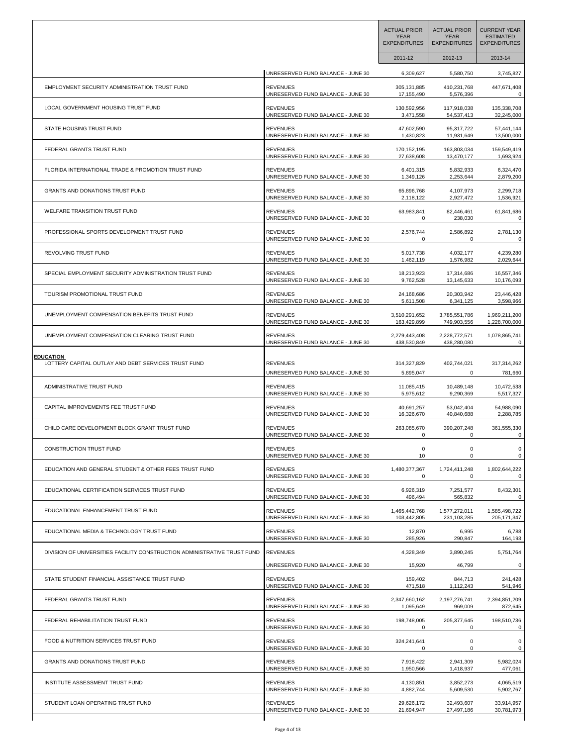| | | ACTUAL PRIOR YEAR EXPENDITURES | ACTUAL PRIOR YEAR EXPENDITURES | CURRENT YEAR ESTIMATED EXPENDITURES |
|---|---|---|---|---|
| | | 2011-12 | 2012-13 | 2013-14 |
| | UNRESERVED FUND BALANCE - JUNE 30 | 6,309,627 | 5,580,750 | 3,745,827 |
| EMPLOYMENT SECURITY ADMINISTRATION TRUST FUND | REVENUES | 305,131,885 | 410,231,768 | 447,671,408 |
| | UNRESERVED FUND BALANCE - JUNE 30 | 17,155,490 | 5,576,396 | 0 |
| LOCAL GOVERNMENT HOUSING TRUST FUND | REVENUES | 130,592,956 | 117,918,038 | 135,338,708 |
| | UNRESERVED FUND BALANCE - JUNE 30 | 3,471,558 | 54,537,413 | 32,245,000 |
| STATE HOUSING TRUST FUND | REVENUES | 47,602,590 | 95,317,722 | 57,441,144 |
| | UNRESERVED FUND BALANCE - JUNE 30 | 1,430,823 | 11,931,649 | 13,500,000 |
| FEDERAL GRANTS TRUST FUND | REVENUES | 170,152,195 | 163,803,034 | 159,549,419 |
| | UNRESERVED FUND BALANCE - JUNE 30 | 27,638,608 | 13,470,177 | 1,693,924 |
| FLORIDA INTERNATIONAL TRADE & PROMOTION TRUST FUND | REVENUES | 6,401,315 | 5,832,933 | 6,324,470 |
| | UNRESERVED FUND BALANCE - JUNE 30 | 1,349,126 | 2,253,644 | 2,879,200 |
| GRANTS AND DONATIONS TRUST FUND | REVENUES | 65,896,768 | 4,107,973 | 2,299,718 |
| | UNRESERVED FUND BALANCE - JUNE 30 | 2,118,122 | 2,927,472 | 1,536,921 |
| WELFARE TRANSITION TRUST FUND | REVENUES | 63,983,841 | 82,446,461 | 61,841,686 |
| | UNRESERVED FUND BALANCE - JUNE 30 | 0 | 238,030 | 0 |
| PROFESSIONAL SPORTS DEVELOPMENT TRUST FUND | REVENUES | 2,576,744 | 2,586,892 | 2,781,130 |
| | UNRESERVED FUND BALANCE - JUNE 30 | 0 | 0 | 0 |
| REVOLVING TRUST FUND | REVENUES | 5,017,738 | 4,032,177 | 4,239,280 |
| | UNRESERVED FUND BALANCE - JUNE 30 | 1,462,119 | 1,576,982 | 2,029,644 |
| SPECIAL EMPLOYMENT SECURITY ADMINISTRATION TRUST FUND | REVENUES | 18,213,923 | 17,314,686 | 16,557,346 |
| | UNRESERVED FUND BALANCE - JUNE 30 | 9,762,528 | 13,145,633 | 10,176,093 |
| TOURISM PROMOTIONAL TRUST FUND | REVENUES | 24,168,686 | 20,303,942 | 23,446,428 |
| | UNRESERVED FUND BALANCE - JUNE 30 | 5,611,508 | 6,341,125 | 3,598,966 |
| UNEMPLOYMENT COMPENSATION BENEFITS TRUST FUND | REVENUES | 3,510,291,652 | 3,785,551,786 | 1,969,211,200 |
| | UNRESERVED FUND BALANCE - JUNE 30 | 163,429,899 | 749,903,556 | 1,228,700,000 |
| UNEMPLOYMENT COMPENSATION CLEARING TRUST FUND | REVENUES | 2,279,443,408 | 2,228,772,571 | 1,078,865,741 |
| | UNRESERVED FUND BALANCE - JUNE 30 | 438,530,849 | 438,280,080 | 0 |
| **EDUCATION** | | | | |
| LOTTERY CAPITAL OUTLAY AND DEBT SERVICES TRUST FUND | REVENUES | 314,327,829 | 402,744,021 | 317,314,262 |
| | UNRESERVED FUND BALANCE - JUNE 30 | 5,895,047 | 0 | 781,660 |
| ADMINISTRATIVE TRUST FUND | REVENUES | 11,085,415 | 10,489,148 | 10,472,538 |
| | UNRESERVED FUND BALANCE - JUNE 30 | 5,975,612 | 9,290,369 | 5,517,327 |
| CAPITAL IMPROVEMENTS FEE TRUST FUND | REVENUES | 40,691,257 | 53,042,404 | 54,988,090 |
| | UNRESERVED FUND BALANCE - JUNE 30 | 16,326,670 | 40,840,688 | 2,288,785 |
| CHILD CARE DEVELOPMENT BLOCK GRANT TRUST FUND | REVENUES | 263,085,670 | 390,207,248 | 361,555,330 |
| | UNRESERVED FUND BALANCE - JUNE 30 | 0 | 0 | 0 |
| CONSTRUCTION TRUST FUND | REVENUES | 0 | 0 | 0 |
| | UNRESERVED FUND BALANCE - JUNE 30 | 10 | 0 | 0 |
| EDUCATION AND GENERAL STUDENT & OTHER FEES TRUST FUND | REVENUES | 1,480,377,367 | 1,724,411,248 | 1,802,644,222 |
| | UNRESERVED FUND BALANCE - JUNE 30 | 0 | 0 | 0 |
| EDUCATIONAL CERTIFICATION SERVICES TRUST FUND | REVENUES | 6,926,319 | 7,251,577 | 8,432,301 |
| | UNRESERVED FUND BALANCE - JUNE 30 | 496,494 | 565,832 | 0 |
| EDUCATIONAL ENHANCEMENT TRUST FUND | REVENUES | 1,465,442,768 | 1,577,272,011 | 1,585,498,722 |
| | UNRESERVED FUND BALANCE - JUNE 30 | 103,442,805 | 231,103,285 | 205,171,347 |
| EDUCATIONAL MEDIA & TECHNOLOGY TRUST FUND | REVENUES | 12,870 | 6,995 | 6,788 |
| | UNRESERVED FUND BALANCE - JUNE 30 | 285,926 | 290,847 | 164,193 |
| DIVISION OF UNIVERSITIES FACILITY CONSTRUCTION ADMINISTRATIVE TRUST FUND | REVENUES | 4,328,349 | 3,890,245 | 5,751,764 |
| | UNRESERVED FUND BALANCE - JUNE 30 | 15,920 | 46,799 | 0 |
| STATE STUDENT FINANCIAL ASSISTANCE TRUST FUND | REVENUES | 159,402 | 844,713 | 241,428 |
| | UNRESERVED FUND BALANCE - JUNE 30 | 471,518 | 1,112,243 | 541,946 |
| FEDERAL GRANTS TRUST FUND | REVENUES | 2,347,660,162 | 2,197,276,741 | 2,394,851,209 |
| | UNRESERVED FUND BALANCE - JUNE 30 | 1,095,649 | 969,009 | 872,645 |
| FEDERAL REHABILITATION TRUST FUND | REVENUES | 198,748,005 | 205,377,645 | 198,510,736 |
| | UNRESERVED FUND BALANCE - JUNE 30 | 0 | 0 | 0 |
| FOOD & NUTRITION SERVICES TRUST FUND | REVENUES | 324,241,641 | 0 | 0 |
| | UNRESERVED FUND BALANCE - JUNE 30 | 0 | 0 | 0 |
| GRANTS AND DONATIONS TRUST FUND | REVENUES | 7,918,422 | 2,941,309 | 5,982,024 |
| | UNRESERVED FUND BALANCE - JUNE 30 | 1,950,566 | 1,418,937 | 477,061 |
| INSTITUTE ASSESSMENT TRUST FUND | REVENUES | 4,130,851 | 3,852,273 | 4,065,519 |
| | UNRESERVED FUND BALANCE - JUNE 30 | 4,882,744 | 5,609,530 | 5,902,767 |
| STUDENT LOAN OPERATING TRUST FUND | REVENUES | 29,626,172 | 32,493,607 | 33,914,957 |
| | UNRESERVED FUND BALANCE - JUNE 30 | 21,694,947 | 27,497,186 | 30,781,973 |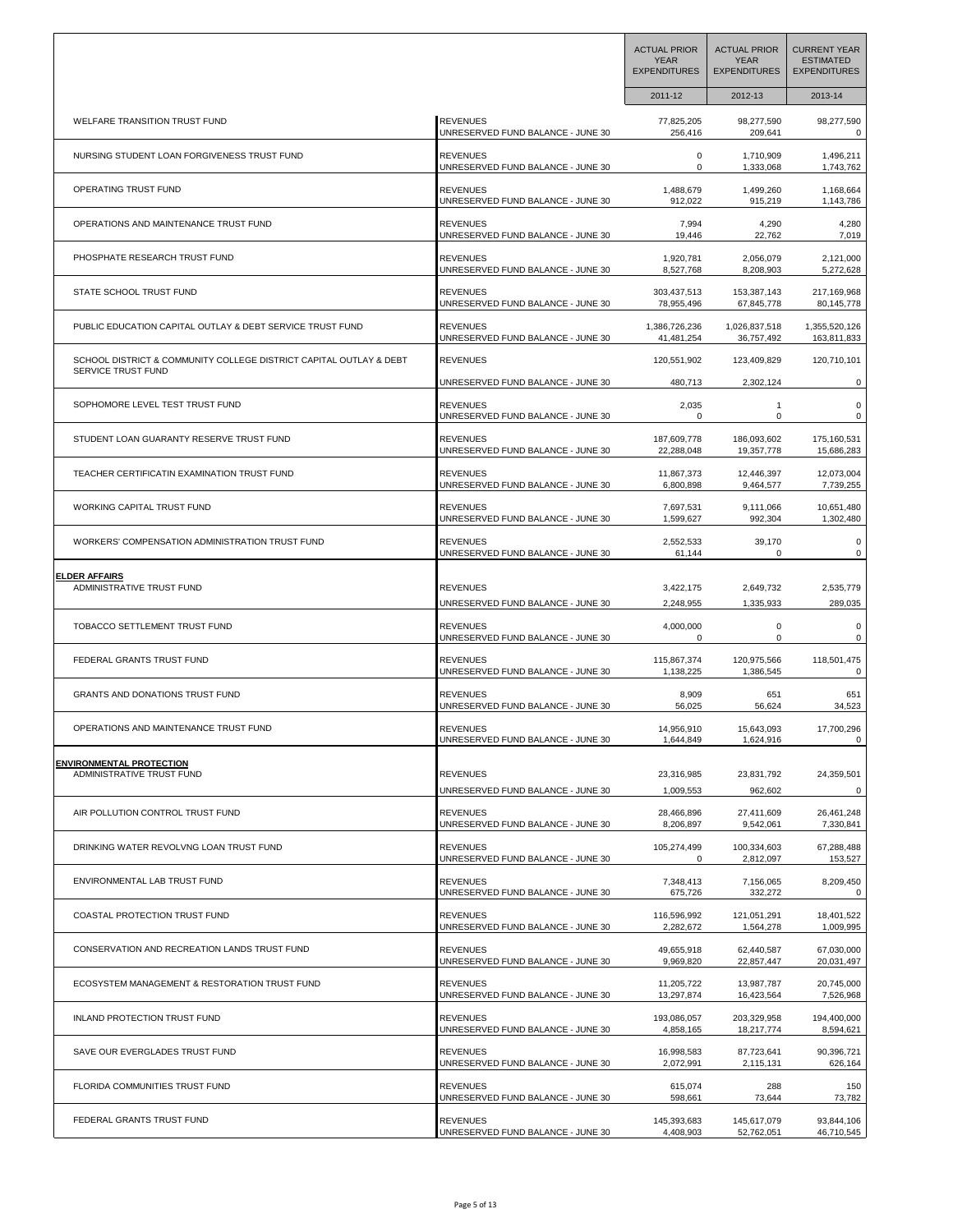| | | ACTUAL PRIOR YEAR EXPENDITURES | ACTUAL PRIOR YEAR EXPENDITURES | CURRENT YEAR ESTIMATED EXPENDITURES |
|---|---|---|---|---|
| | | 2011-12 | 2012-13 | 2013-14 |
| WELFARE TRANSITION TRUST FUND | REVENUES | 77,825,205 | 98,277,590 | 98,277,590 |
| | UNRESERVED FUND BALANCE - JUNE 30 | 256,416 | 209,641 | 0 |
| NURSING STUDENT LOAN FORGIVENESS TRUST FUND | REVENUES | 0 | 1,710,909 | 1,496,211 |
| | UNRESERVED FUND BALANCE - JUNE 30 | 0 | 1,333,068 | 1,743,762 |
| OPERATING TRUST FUND | REVENUES | 1,488,679 | 1,499,260 | 1,168,664 |
| | UNRESERVED FUND BALANCE - JUNE 30 | 912,022 | 915,219 | 1,143,786 |
| OPERATIONS AND MAINTENANCE TRUST FUND | REVENUES | 7,994 | 4,290 | 4,280 |
| | UNRESERVED FUND BALANCE - JUNE 30 | 19,446 | 22,762 | 7,019 |
| PHOSPHATE RESEARCH TRUST FUND | REVENUES | 1,920,781 | 2,056,079 | 2,121,000 |
| | UNRESERVED FUND BALANCE - JUNE 30 | 8,527,768 | 8,208,903 | 5,272,628 |
| STATE SCHOOL TRUST FUND | REVENUES | 303,437,513 | 153,387,143 | 217,169,968 |
| | UNRESERVED FUND BALANCE - JUNE 30 | 78,955,496 | 67,845,778 | 80,145,778 |
| PUBLIC EDUCATION CAPITAL OUTLAY & DEBT SERVICE TRUST FUND | REVENUES | 1,386,726,236 | 1,026,837,518 | 1,355,520,126 |
| | UNRESERVED FUND BALANCE - JUNE 30 | 41,481,254 | 36,757,492 | 163,811,833 |
| SCHOOL DISTRICT & COMMUNITY COLLEGE DISTRICT CAPITAL OUTLAY & DEBT SERVICE TRUST FUND | REVENUES | 120,551,902 | 123,409,829 | 120,710,101 |
| | UNRESERVED FUND BALANCE - JUNE 30 | 480,713 | 2,302,124 | 0 |
| SOPHOMORE LEVEL TEST TRUST FUND | REVENUES | 2,035 | 1 | 0 |
| | UNRESERVED FUND BALANCE - JUNE 30 | 0 | 0 | 0 |
| STUDENT LOAN GUARANTY RESERVE TRUST FUND | REVENUES | 187,609,778 | 186,093,602 | 175,160,531 |
| | UNRESERVED FUND BALANCE - JUNE 30 | 22,288,048 | 19,357,778 | 15,686,283 |
| TEACHER CERTIFICATIN EXAMINATION TRUST FUND | REVENUES | 11,867,373 | 12,446,397 | 12,073,004 |
| | UNRESERVED FUND BALANCE - JUNE 30 | 6,800,898 | 9,464,577 | 7,739,255 |
| WORKING CAPITAL TRUST FUND | REVENUES | 7,697,531 | 9,111,066 | 10,651,480 |
| | UNRESERVED FUND BALANCE - JUNE 30 | 1,599,627 | 992,304 | 1,302,480 |
| WORKERS' COMPENSATION ADMINISTRATION TRUST FUND | REVENUES | 2,552,533 | 39,170 | 0 |
| | UNRESERVED FUND BALANCE - JUNE 30 | 61,144 | 0 | 0 |
| **ELDER AFFAIRS** | | | | |
| ADMINISTRATIVE TRUST FUND | REVENUES | 3,422,175 | 2,649,732 | 2,535,779 |
| | UNRESERVED FUND BALANCE - JUNE 30 | 2,248,955 | 1,335,933 | 289,035 |
| TOBACCO SETTLEMENT TRUST FUND | REVENUES | 4,000,000 | 0 | 0 |
| | UNRESERVED FUND BALANCE - JUNE 30 | 0 | 0 | 0 |
| FEDERAL GRANTS TRUST FUND | REVENUES | 115,867,374 | 120,975,566 | 118,501,475 |
| | UNRESERVED FUND BALANCE - JUNE 30 | 1,138,225 | 1,386,545 | 0 |
| GRANTS AND DONATIONS TRUST FUND | REVENUES | 8,909 | 651 | 651 |
| | UNRESERVED FUND BALANCE - JUNE 30 | 56,025 | 56,624 | 34,523 |
| OPERATIONS AND MAINTENANCE TRUST FUND | REVENUES | 14,956,910 | 15,643,093 | 17,700,296 |
| | UNRESERVED FUND BALANCE - JUNE 30 | 1,644,849 | 1,624,916 | 0 |
| **ENVIRONMENTAL PROTECTION** | | | | |
| ADMINISTRATIVE TRUST FUND | REVENUES | 23,316,985 | 23,831,792 | 24,359,501 |
| | UNRESERVED FUND BALANCE - JUNE 30 | 1,009,553 | 962,602 | 0 |
| AIR POLLUTION CONTROL TRUST FUND | REVENUES | 28,466,896 | 27,411,609 | 26,461,248 |
| | UNRESERVED FUND BALANCE - JUNE 30 | 8,206,897 | 9,542,061 | 7,330,841 |
| DRINKING WATER REVOLVNG LOAN TRUST FUND | REVENUES | 105,274,499 | 100,334,603 | 67,288,488 |
| | UNRESERVED FUND BALANCE - JUNE 30 | 0 | 2,812,097 | 153,527 |
| ENVIRONMENTAL LAB TRUST FUND | REVENUES | 7,348,413 | 7,156,065 | 8,209,450 |
| | UNRESERVED FUND BALANCE - JUNE 30 | 675,726 | 332,272 | 0 |
| COASTAL PROTECTION TRUST FUND | REVENUES | 116,596,992 | 121,051,291 | 18,401,522 |
| | UNRESERVED FUND BALANCE - JUNE 30 | 2,282,672 | 1,564,278 | 1,009,995 |
| CONSERVATION AND RECREATION LANDS TRUST FUND | REVENUES | 49,655,918 | 62,440,587 | 67,030,000 |
| | UNRESERVED FUND BALANCE - JUNE 30 | 9,969,820 | 22,857,447 | 20,031,497 |
| ECOSYSTEM MANAGEMENT & RESTORATION TRUST FUND | REVENUES | 11,205,722 | 13,987,787 | 20,745,000 |
| | UNRESERVED FUND BALANCE - JUNE 30 | 13,297,874 | 16,423,564 | 7,526,968 |
| INLAND PROTECTION TRUST FUND | REVENUES | 193,086,057 | 203,329,958 | 194,400,000 |
| | UNRESERVED FUND BALANCE - JUNE 30 | 4,858,165 | 18,217,774 | 8,594,621 |
| SAVE OUR EVERGLADES TRUST FUND | REVENUES | 16,998,583 | 87,723,641 | 90,396,721 |
| | UNRESERVED FUND BALANCE - JUNE 30 | 2,072,991 | 2,115,131 | 626,164 |
| FLORIDA COMMUNITIES TRUST FUND | REVENUES | 615,074 | 288 | 150 |
| | UNRESERVED FUND BALANCE - JUNE 30 | 598,661 | 73,644 | 73,782 |
| FEDERAL GRANTS TRUST FUND | REVENUES | 145,393,683 | 145,617,079 | 93,844,106 |
| | UNRESERVED FUND BALANCE - JUNE 30 | 4,408,903 | 52,762,051 | 46,710,545 |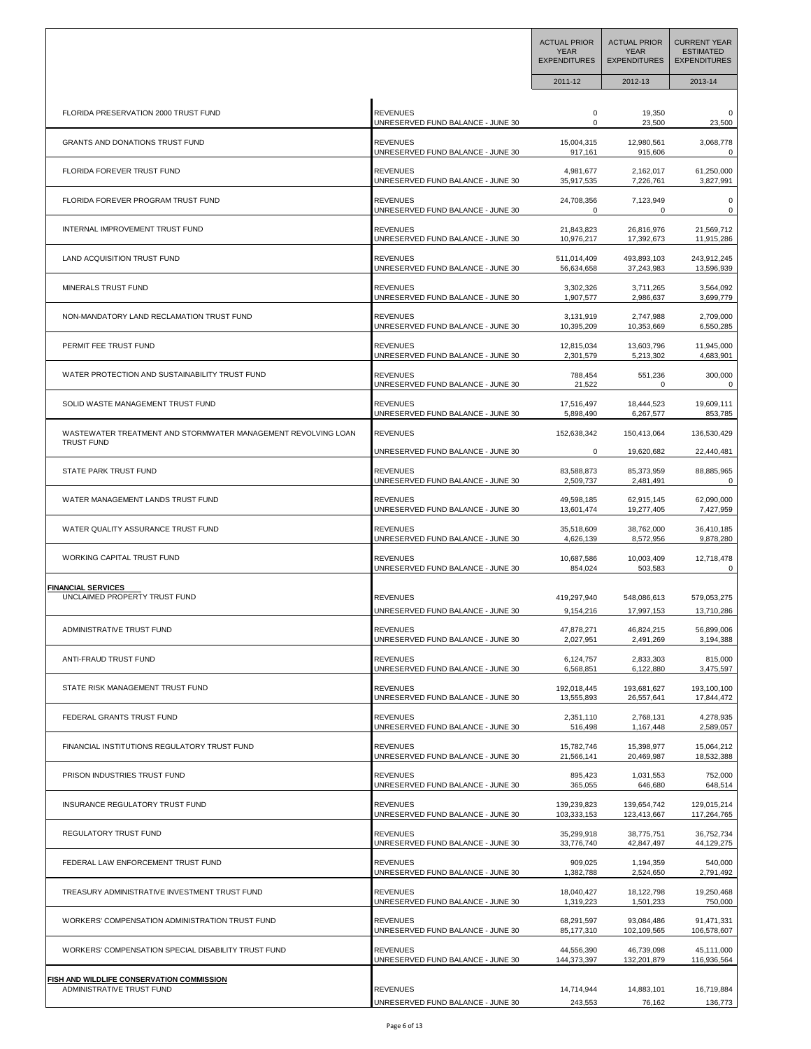| | | ACTUAL PRIOR YEAR EXPENDITURES | ACTUAL PRIOR YEAR EXPENDITURES | CURRENT YEAR ESTIMATED EXPENDITURES |
|---|---|---|---|---|
| | | 2011-12 | 2012-13 | 2013-14 |
| FLORIDA PRESERVATION 2000 TRUST FUND | REVENUES | 0 | 19,350 | 0 |
| | UNRESERVED FUND BALANCE - JUNE 30 | 0 | 23,500 | 23,500 |
| GRANTS AND DONATIONS TRUST FUND | REVENUES | 15,004,315 | 12,980,561 | 3,068,778 |
| | UNRESERVED FUND BALANCE - JUNE 30 | 917,161 | 915,606 | 0 |
| FLORIDA FOREVER TRUST FUND | REVENUES | 4,981,677 | 2,162,017 | 61,250,000 |
| | UNRESERVED FUND BALANCE - JUNE 30 | 35,917,535 | 7,226,761 | 3,827,991 |
| FLORIDA FOREVER PROGRAM TRUST FUND | REVENUES | 24,708,356 | 7,123,949 | 0 |
| | UNRESERVED FUND BALANCE - JUNE 30 | 0 | 0 | 0 |
| INTERNAL IMPROVEMENT TRUST FUND | REVENUES | 21,843,823 | 26,816,976 | 21,569,712 |
| | UNRESERVED FUND BALANCE - JUNE 30 | 10,976,217 | 17,392,673 | 11,915,286 |
| LAND ACQUISITION TRUST FUND | REVENUES | 511,014,409 | 493,893,103 | 243,912,245 |
| | UNRESERVED FUND BALANCE - JUNE 30 | 56,634,658 | 37,243,983 | 13,596,939 |
| MINERALS TRUST FUND | REVENUES | 3,302,326 | 3,711,265 | 3,564,092 |
| | UNRESERVED FUND BALANCE - JUNE 30 | 1,907,577 | 2,986,637 | 3,699,779 |
| NON-MANDATORY LAND RECLAMATION TRUST FUND | REVENUES | 3,131,919 | 2,747,988 | 2,709,000 |
| | UNRESERVED FUND BALANCE - JUNE 30 | 10,395,209 | 10,353,669 | 6,550,285 |
| PERMIT FEE TRUST FUND | REVENUES | 12,815,034 | 13,603,796 | 11,945,000 |
| | UNRESERVED FUND BALANCE - JUNE 30 | 2,301,579 | 5,213,302 | 4,683,901 |
| WATER PROTECTION AND SUSTAINABILITY TRUST FUND | REVENUES | 788,454 | 551,236 | 300,000 |
| | UNRESERVED FUND BALANCE - JUNE 30 | 21,522 | 0 | 0 |
| SOLID WASTE MANAGEMENT TRUST FUND | REVENUES | 17,516,497 | 18,444,523 | 19,609,111 |
| | UNRESERVED FUND BALANCE - JUNE 30 | 5,898,490 | 6,267,577 | 853,785 |
| WASTEWATER TREATMENT AND STORMWATER MANAGEMENT REVOLVING LOAN TRUST FUND | REVENUES | 152,638,342 | 150,413,064 | 136,530,429 |
| | UNRESERVED FUND BALANCE - JUNE 30 | 0 | 19,620,682 | 22,440,481 |
| STATE PARK TRUST FUND | REVENUES | 83,588,873 | 85,373,959 | 88,885,965 |
| | UNRESERVED FUND BALANCE - JUNE 30 | 2,509,737 | 2,481,491 | 0 |
| WATER MANAGEMENT LANDS TRUST FUND | REVENUES | 49,598,185 | 62,915,145 | 62,090,000 |
| | UNRESERVED FUND BALANCE - JUNE 30 | 13,601,474 | 19,277,405 | 7,427,959 |
| WATER QUALITY ASSURANCE TRUST FUND | REVENUES | 35,518,609 | 38,762,000 | 36,410,185 |
| | UNRESERVED FUND BALANCE - JUNE 30 | 4,626,139 | 8,572,956 | 9,878,280 |
| WORKING CAPITAL TRUST FUND | REVENUES | 10,687,586 | 10,003,409 | 12,718,478 |
| | UNRESERVED FUND BALANCE - JUNE 30 | 854,024 | 503,583 | 0 |
| **FINANCIAL SERVICES** | | | | |
| UNCLAIMED PROPERTY TRUST FUND | REVENUES | 419,297,940 | 548,086,613 | 579,053,275 |
| | UNRESERVED FUND BALANCE - JUNE 30 | 9,154,216 | 17,997,153 | 13,710,286 |
| ADMINISTRATIVE TRUST FUND | REVENUES | 47,878,271 | 46,824,215 | 56,899,006 |
| | UNRESERVED FUND BALANCE - JUNE 30 | 2,027,951 | 2,491,269 | 3,194,388 |
| ANTI-FRAUD TRUST FUND | REVENUES | 6,124,757 | 2,833,303 | 815,000 |
| | UNRESERVED FUND BALANCE - JUNE 30 | 6,568,851 | 6,122,880 | 3,475,597 |
| STATE RISK MANAGEMENT TRUST FUND | REVENUES | 192,018,445 | 193,681,627 | 193,100,100 |
| | UNRESERVED FUND BALANCE - JUNE 30 | 13,555,893 | 26,557,641 | 17,844,472 |
| FEDERAL GRANTS TRUST FUND | REVENUES | 2,351,110 | 2,768,131 | 4,278,935 |
| | UNRESERVED FUND BALANCE - JUNE 30 | 516,498 | 1,167,448 | 2,589,057 |
| FINANCIAL INSTITUTIONS REGULATORY TRUST FUND | REVENUES | 15,782,746 | 15,398,977 | 15,064,212 |
| | UNRESERVED FUND BALANCE - JUNE 30 | 21,566,141 | 20,469,987 | 18,532,388 |
| PRISON INDUSTRIES TRUST FUND | REVENUES | 895,423 | 1,031,553 | 752,000 |
| | UNRESERVED FUND BALANCE - JUNE 30 | 365,055 | 646,680 | 648,514 |
| INSURANCE REGULATORY TRUST FUND | REVENUES | 139,239,823 | 139,654,742 | 129,015,214 |
| | UNRESERVED FUND BALANCE - JUNE 30 | 103,333,153 | 123,413,667 | 117,264,765 |
| REGULATORY TRUST FUND | REVENUES | 35,299,918 | 38,775,751 | 36,752,734 |
| | UNRESERVED FUND BALANCE - JUNE 30 | 33,776,740 | 42,847,497 | 44,129,275 |
| FEDERAL LAW ENFORCEMENT TRUST FUND | REVENUES | 909,025 | 1,194,359 | 540,000 |
| | UNRESERVED FUND BALANCE - JUNE 30 | 1,382,788 | 2,524,650 | 2,791,492 |
| TREASURY ADMINISTRATIVE INVESTMENT TRUST FUND | REVENUES | 18,040,427 | 18,122,798 | 19,250,468 |
| | UNRESERVED FUND BALANCE - JUNE 30 | 1,319,223 | 1,501,233 | 750,000 |
| WORKERS' COMPENSATION ADMINISTRATION TRUST FUND | REVENUES | 68,291,597 | 93,084,486 | 91,471,331 |
| | UNRESERVED FUND BALANCE - JUNE 30 | 85,177,310 | 102,109,565 | 106,578,607 |
| WORKERS' COMPENSATION SPECIAL DISABILITY TRUST FUND | REVENUES | 44,556,390 | 46,739,098 | 45,111,000 |
| | UNRESERVED FUND BALANCE - JUNE 30 | 144,373,397 | 132,201,879 | 116,936,564 |
| **FISH AND WILDLIFE CONSERVATION COMMISSION** | | | | |
| ADMINISTRATIVE TRUST FUND | REVENUES | 14,714,944 | 14,883,101 | 16,719,884 |
| | UNRESERVED FUND BALANCE - JUNE 30 | 243,553 | 76,162 | 136,773 |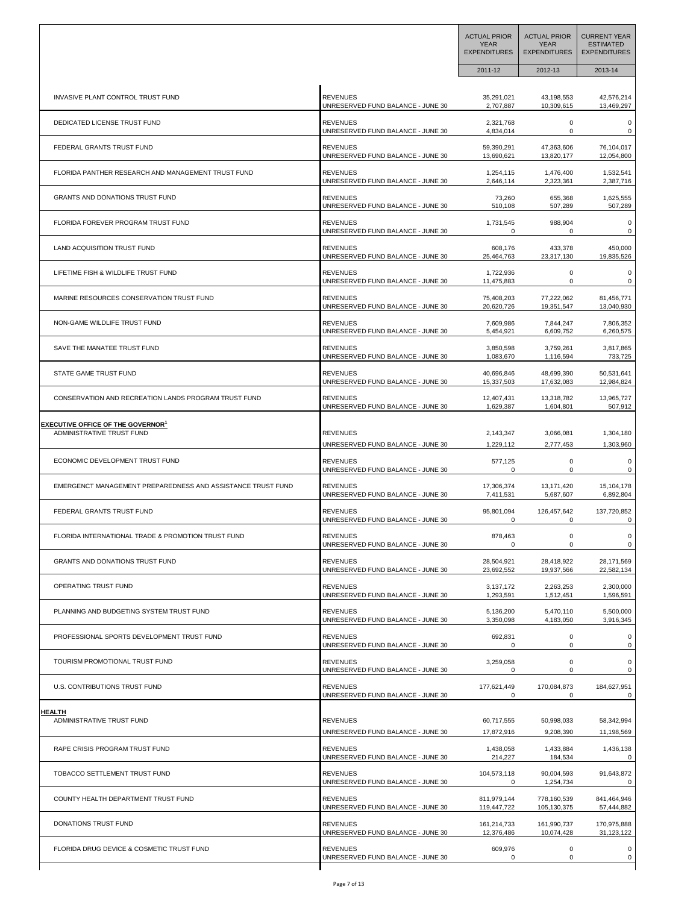| | | ACTUAL PRIOR YEAR EXPENDITURES | ACTUAL PRIOR YEAR EXPENDITURES | CURRENT YEAR ESTIMATED EXPENDITURES |
|---|---|---|---|---|
| | | 2011-12 | 2012-13 | 2013-14 |
| INVASIVE PLANT CONTROL TRUST FUND | REVENUES | 35,291,021 | 43,198,553 | 42,576,214 |
| | UNRESERVED FUND BALANCE - JUNE 30 | 2,707,887 | 10,309,615 | 13,469,297 |
| DEDICATED LICENSE TRUST FUND | REVENUES | 2,321,768 | 0 | 0 |
| | UNRESERVED FUND BALANCE - JUNE 30 | 4,834,014 | 0 | 0 |
| FEDERAL GRANTS TRUST FUND | REVENUES | 59,390,291 | 47,363,606 | 76,104,017 |
| | UNRESERVED FUND BALANCE - JUNE 30 | 13,690,621 | 13,820,177 | 12,054,800 |
| FLORIDA PANTHER RESEARCH AND MANAGEMENT TRUST FUND | REVENUES | 1,254,115 | 1,476,400 | 1,532,541 |
| | UNRESERVED FUND BALANCE - JUNE 30 | 2,646,114 | 2,323,361 | 2,387,716 |
| GRANTS AND DONATIONS TRUST FUND | REVENUES | 73,260 | 655,368 | 1,625,555 |
| | UNRESERVED FUND BALANCE - JUNE 30 | 510,108 | 507,289 | 507,289 |
| FLORIDA FOREVER PROGRAM TRUST FUND | REVENUES | 1,731,545 | 988,904 | 0 |
| | UNRESERVED FUND BALANCE - JUNE 30 | 0 | 0 | 0 |
| LAND ACQUISITION TRUST FUND | REVENUES | 608,176 | 433,378 | 450,000 |
| | UNRESERVED FUND BALANCE - JUNE 30 | 25,464,763 | 23,317,130 | 19,835,526 |
| LIFETIME FISH & WILDLIFE TRUST FUND | REVENUES | 1,722,936 | 0 | 0 |
| | UNRESERVED FUND BALANCE - JUNE 30 | 11,475,883 | 0 | 0 |
| MARINE RESOURCES CONSERVATION TRUST FUND | REVENUES | 75,408,203 | 77,222,062 | 81,456,771 |
| | UNRESERVED FUND BALANCE - JUNE 30 | 20,620,726 | 19,351,547 | 13,040,930 |
| NON-GAME WILDLIFE TRUST FUND | REVENUES | 7,609,986 | 7,844,247 | 7,806,352 |
| | UNRESERVED FUND BALANCE - JUNE 30 | 5,454,921 | 6,609,752 | 6,260,575 |
| SAVE THE MANATEE TRUST FUND | REVENUES | 3,850,598 | 3,759,261 | 3,817,865 |
| | UNRESERVED FUND BALANCE - JUNE 30 | 1,083,670 | 1,116,594 | 733,725 |
| STATE GAME TRUST FUND | REVENUES | 40,696,846 | 48,699,390 | 50,531,641 |
| | UNRESERVED FUND BALANCE - JUNE 30 | 15,337,503 | 17,632,083 | 12,984,824 |
| CONSERVATION AND RECREATION LANDS PROGRAM TRUST FUND | REVENUES | 12,407,431 | 13,318,782 | 13,965,727 |
| | UNRESERVED FUND BALANCE - JUNE 30 | 1,629,387 | 1,604,801 | 507,912 |
| **EXECUTIVE OFFICE OF THE GOVERNOR[1]** | | | | |
| ADMINISTRATIVE TRUST FUND | REVENUES | 2,143,347 | 3,066,081 | 1,304,180 |
| | UNRESERVED FUND BALANCE - JUNE 30 | 1,229,112 | 2,777,453 | 1,303,960 |
| ECONOMIC DEVELOPMENT TRUST FUND | REVENUES | 577,125 | 0 | 0 |
| | UNRESERVED FUND BALANCE - JUNE 30 | 0 | 0 | 0 |
| EMERGENCT MANAGEMENT PREPAREDNESS AND ASSISTANCE TRUST FUND | REVENUES | 17,306,374 | 13,171,420 | 15,104,178 |
| | UNRESERVED FUND BALANCE - JUNE 30 | 7,411,531 | 5,687,607 | 6,892,804 |
| FEDERAL GRANTS TRUST FUND | REVENUES | 95,801,094 | 126,457,642 | 137,720,852 |
| | UNRESERVED FUND BALANCE - JUNE 30 | 0 | 0 | 0 |
| FLORIDA INTERNATIONAL TRADE & PROMOTION TRUST FUND | REVENUES | 878,463 | 0 | 0 |
| | UNRESERVED FUND BALANCE - JUNE 30 | 0 | 0 | 0 |
| GRANTS AND DONATIONS TRUST FUND | REVENUES | 28,504,921 | 28,418,922 | 28,171,569 |
| | UNRESERVED FUND BALANCE - JUNE 30 | 23,692,552 | 19,937,566 | 22,582,134 |
| OPERATING TRUST FUND | REVENUES | 3,137,172 | 2,263,253 | 2,300,000 |
| | UNRESERVED FUND BALANCE - JUNE 30 | 1,293,591 | 1,512,451 | 1,596,591 |
| PLANNING AND BUDGETING SYSTEM TRUST FUND | REVENUES | 5,136,200 | 5,470,110 | 5,500,000 |
| | UNRESERVED FUND BALANCE - JUNE 30 | 3,350,098 | 4,183,050 | 3,916,345 |
| PROFESSIONAL SPORTS DEVELOPMENT TRUST FUND | REVENUES | 692,831 | 0 | 0 |
| | UNRESERVED FUND BALANCE - JUNE 30 | 0 | 0 | 0 |
| TOURISM PROMOTIONAL TRUST FUND | REVENUES | 3,259,058 | 0 | 0 |
| | UNRESERVED FUND BALANCE - JUNE 30 | 0 | 0 | 0 |
| U.S. CONTRIBUTIONS TRUST FUND | REVENUES | 177,621,449 | 170,084,873 | 184,627,951 |
| | UNRESERVED FUND BALANCE - JUNE 30 | 0 | 0 | 0 |
| **HEALTH** | | | | |
| ADMINISTRATIVE TRUST FUND | REVENUES | 60,717,555 | 50,998,033 | 58,342,994 |
| | UNRESERVED FUND BALANCE - JUNE 30 | 17,872,916 | 9,208,390 | 11,198,569 |
| RAPE CRISIS PROGRAM TRUST FUND | REVENUES | 1,438,058 | 1,433,884 | 1,436,138 |
| | UNRESERVED FUND BALANCE - JUNE 30 | 214,227 | 184,534 | 0 |
| TOBACCO SETTLEMENT TRUST FUND | REVENUES | 104,573,118 | 90,004,593 | 91,643,872 |
| | UNRESERVED FUND BALANCE - JUNE 30 | 0 | 1,254,734 | 0 |
| COUNTY HEALTH DEPARTMENT TRUST FUND | REVENUES | 811,979,144 | 778,160,539 | 841,464,946 |
| | UNRESERVED FUND BALANCE - JUNE 30 | 119,447,722 | 105,130,375 | 57,444,882 |
| DONATIONS TRUST FUND | REVENUES | 161,214,733 | 161,990,737 | 170,975,888 |
| | UNRESERVED FUND BALANCE - JUNE 30 | 12,376,486 | 10,074,428 | 31,123,122 |
| FLORIDA DRUG DEVICE & COSMETIC TRUST FUND | REVENUES | 609,976 | 0 | 0 |
| | UNRESERVED FUND BALANCE - JUNE 30 | 0 | 0 | 0 |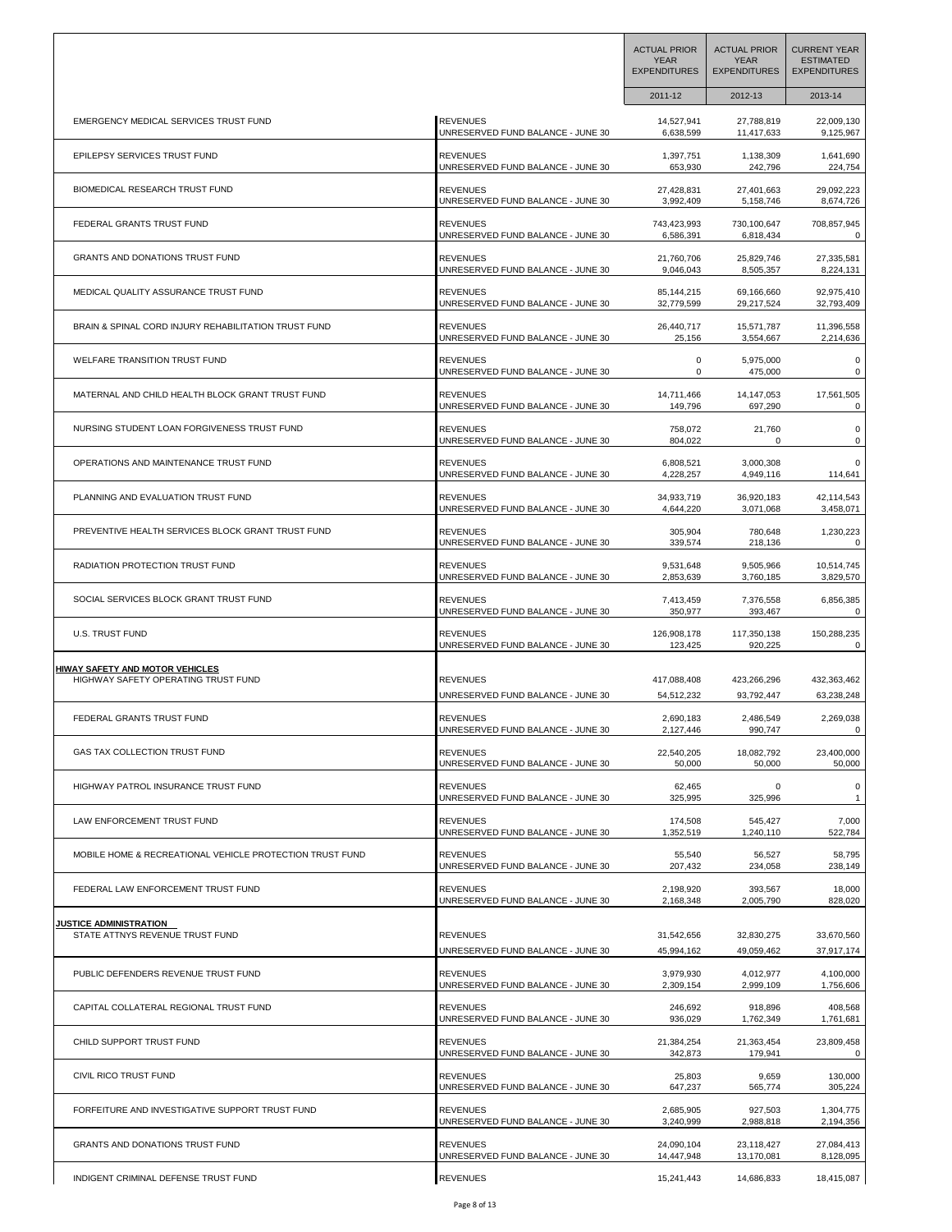| | | ACTUAL PRIOR YEAR EXPENDITURES | ACTUAL PRIOR YEAR EXPENDITURES | CURRENT YEAR ESTIMATED EXPENDITURES |
|---|---|---|---|---|
| | | 2011-12 | 2012-13 | 2013-14 |
| EMERGENCY MEDICAL SERVICES TRUST FUND | REVENUES | 14,527,941 | 27,788,819 | 22,009,130 |
| | UNRESERVED FUND BALANCE - JUNE 30 | 6,638,599 | 11,417,633 | 9,125,967 |
| EPILEPSY SERVICES TRUST FUND | REVENUES | 1,397,751 | 1,138,309 | 1,641,690 |
| | UNRESERVED FUND BALANCE - JUNE 30 | 653,930 | 242,796 | 224,754 |
| BIOMEDICAL RESEARCH TRUST FUND | REVENUES | 27,428,831 | 27,401,663 | 29,092,223 |
| | UNRESERVED FUND BALANCE - JUNE 30 | 3,992,409 | 5,158,746 | 8,674,726 |
| FEDERAL GRANTS TRUST FUND | REVENUES | 743,423,993 | 730,100,647 | 708,857,945 |
| | UNRESERVED FUND BALANCE - JUNE 30 | 6,586,391 | 6,818,434 | 0 |
| GRANTS AND DONATIONS TRUST FUND | REVENUES | 21,760,706 | 25,829,746 | 27,335,581 |
| | UNRESERVED FUND BALANCE - JUNE 30 | 9,046,043 | 8,505,357 | 8,224,131 |
| MEDICAL QUALITY ASSURANCE TRUST FUND | REVENUES | 85,144,215 | 69,166,660 | 92,975,410 |
| | UNRESERVED FUND BALANCE - JUNE 30 | 32,779,599 | 29,217,524 | 32,793,409 |
| BRAIN & SPINAL CORD INJURY REHABILITATION TRUST FUND | REVENUES | 26,440,717 | 15,571,787 | 11,396,558 |
| | UNRESERVED FUND BALANCE - JUNE 30 | 25,156 | 3,554,667 | 2,214,636 |
| WELFARE TRANSITION TRUST FUND | REVENUES | 0 | 5,975,000 | 0 |
| | UNRESERVED FUND BALANCE - JUNE 30 | 0 | 475,000 | 0 |
| MATERNAL AND CHILD HEALTH BLOCK GRANT TRUST FUND | REVENUES | 14,711,466 | 14,147,053 | 17,561,505 |
| | UNRESERVED FUND BALANCE - JUNE 30 | 149,796 | 697,290 | 0 |
| NURSING STUDENT LOAN FORGIVENESS TRUST FUND | REVENUES | 758,072 | 21,760 | 0 |
| | UNRESERVED FUND BALANCE - JUNE 30 | 804,022 | 0 | 0 |
| OPERATIONS AND MAINTENANCE TRUST FUND | REVENUES | 6,808,521 | 3,000,308 | 0 |
| | UNRESERVED FUND BALANCE - JUNE 30 | 4,228,257 | 4,949,116 | 114,641 |
| PLANNING AND EVALUATION TRUST FUND | REVENUES | 34,933,719 | 36,920,183 | 42,114,543 |
| | UNRESERVED FUND BALANCE - JUNE 30 | 4,644,220 | 3,071,068 | 3,458,071 |
| PREVENTIVE HEALTH SERVICES BLOCK GRANT TRUST FUND | REVENUES | 305,904 | 780,648 | 1,230,223 |
| | UNRESERVED FUND BALANCE - JUNE 30 | 339,574 | 218,136 | 0 |
| RADIATION PROTECTION TRUST FUND | REVENUES | 9,531,648 | 9,505,966 | 10,514,745 |
| | UNRESERVED FUND BALANCE - JUNE 30 | 2,853,639 | 3,760,185 | 3,829,570 |
| SOCIAL SERVICES BLOCK GRANT TRUST FUND | REVENUES | 7,413,459 | 7,376,558 | 6,856,385 |
| | UNRESERVED FUND BALANCE - JUNE 30 | 350,977 | 393,467 | 0 |
| U.S. TRUST FUND | REVENUES | 126,908,178 | 117,350,138 | 150,288,235 |
| | UNRESERVED FUND BALANCE - JUNE 30 | 123,425 | 920,225 | 0 |
| **HIWAY SAFETY AND MOTOR VEHICLES** | | | | |
| HIGHWAY SAFETY OPERATING TRUST FUND | REVENUES | 417,088,408 | 423,266,296 | 432,363,462 |
| | UNRESERVED FUND BALANCE - JUNE 30 | 54,512,232 | 93,792,447 | 63,238,248 |
| FEDERAL GRANTS TRUST FUND | REVENUES | 2,690,183 | 2,486,549 | 2,269,038 |
| | UNRESERVED FUND BALANCE - JUNE 30 | 2,127,446 | 990,747 | 0 |
| GAS TAX COLLECTION TRUST FUND | REVENUES | 22,540,205 | 18,082,792 | 23,400,000 |
| | UNRESERVED FUND BALANCE - JUNE 30 | 50,000 | 50,000 | 50,000 |
| HIGHWAY PATROL INSURANCE TRUST FUND | REVENUES | 62,465 | 0 | 0 |
| | UNRESERVED FUND BALANCE - JUNE 30 | 325,995 | 325,996 | 1 |
| LAW ENFORCEMENT TRUST FUND | REVENUES | 174,508 | 545,427 | 7,000 |
| | UNRESERVED FUND BALANCE - JUNE 30 | 1,352,519 | 1,240,110 | 522,784 |
| MOBILE HOME & RECREATIONAL VEHICLE PROTECTION TRUST FUND | REVENUES | 55,540 | 56,527 | 58,795 |
| | UNRESERVED FUND BALANCE - JUNE 30 | 207,432 | 234,058 | 238,149 |
| FEDERAL LAW ENFORCEMENT TRUST FUND | REVENUES | 2,198,920 | 393,567 | 18,000 |
| | UNRESERVED FUND BALANCE - JUNE 30 | 2,168,348 | 2,005,790 | 828,020 |
| **JUSTICE ADMINISTRATION** | | | | |
| STATE ATTNYS REVENUE TRUST FUND | REVENUES | 31,542,656 | 32,830,275 | 33,670,560 |
| | UNRESERVED FUND BALANCE - JUNE 30 | 45,994,162 | 49,059,462 | 37,917,174 |
| PUBLIC DEFENDERS REVENUE TRUST FUND | REVENUES | 3,979,930 | 4,012,977 | 4,100,000 |
| | UNRESERVED FUND BALANCE - JUNE 30 | 2,309,154 | 2,999,109 | 1,756,606 |
| CAPITAL COLLATERAL REGIONAL TRUST FUND | REVENUES | 246,692 | 918,896 | 408,568 |
| | UNRESERVED FUND BALANCE - JUNE 30 | 936,029 | 1,762,349 | 1,761,681 |
| CHILD SUPPORT TRUST FUND | REVENUES | 21,384,254 | 21,363,454 | 23,809,458 |
| | UNRESERVED FUND BALANCE - JUNE 30 | 342,873 | 179,941 | 0 |
| CIVIL RICO TRUST FUND | REVENUES | 25,803 | 9,659 | 130,000 |
| | UNRESERVED FUND BALANCE - JUNE 30 | 647,237 | 565,774 | 305,224 |
| FORFEITURE AND INVESTIGATIVE SUPPORT TRUST FUND | REVENUES | 2,685,905 | 927,503 | 1,304,775 |
| | UNRESERVED FUND BALANCE - JUNE 30 | 3,240,999 | 2,988,818 | 2,194,356 |
| GRANTS AND DONATIONS TRUST FUND | REVENUES | 24,090,104 | 23,118,427 | 27,084,413 |
| | UNRESERVED FUND BALANCE - JUNE 30 | 14,447,948 | 13,170,081 | 8,128,095 |
| INDIGENT CRIMINAL DEFENSE TRUST FUND | REVENUES | 15,241,443 | 14,686,833 | 18,415,087 |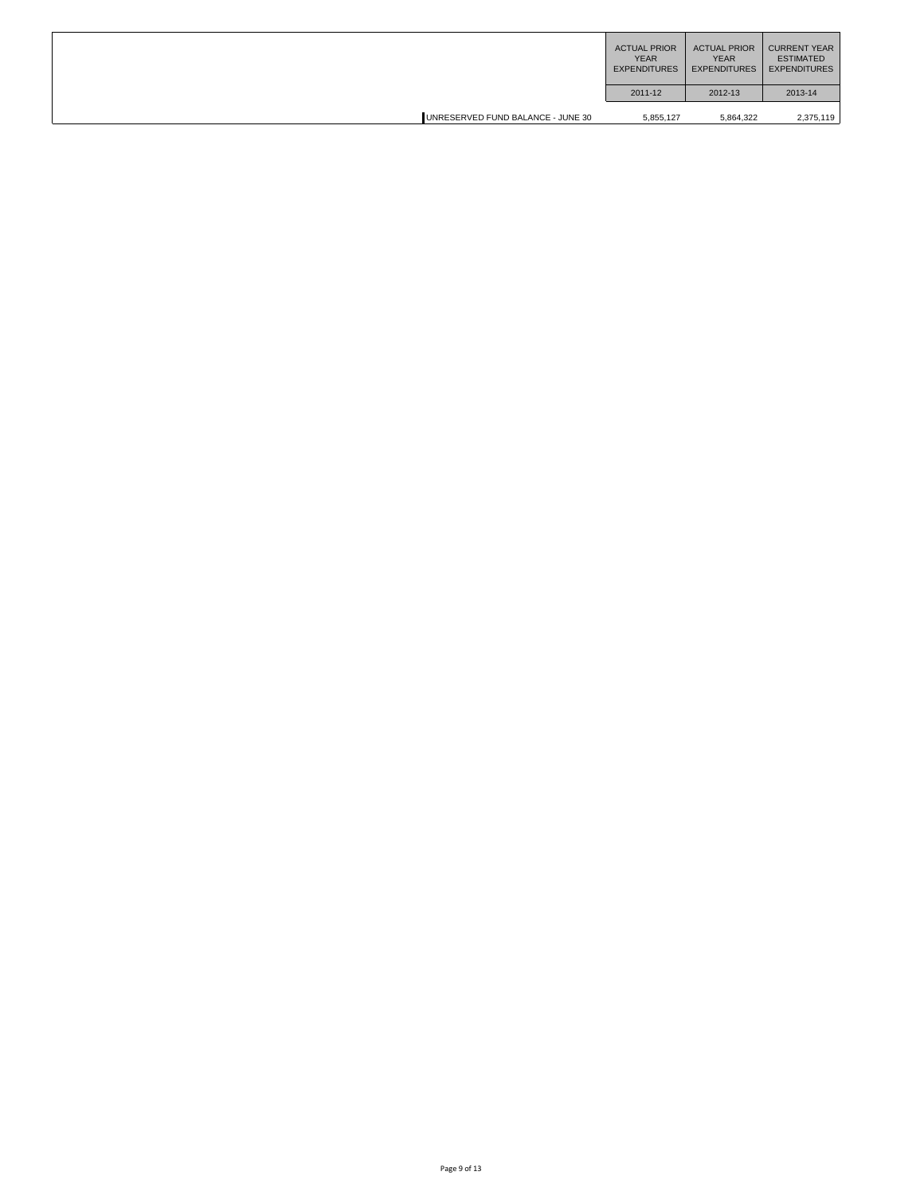| | ACTUAL PRIOR YEAR EXPENDITURES | ACTUAL PRIOR YEAR EXPENDITURES | CURRENT YEAR ESTIMATED EXPENDITURES |
|---|---|---|---|
| | 2011-12 | 2012-13 | 2013-14 |
| UNRESERVED FUND BALANCE - JUNE 30 | 5,855,127 | 5,864,322 | 2,375,119 |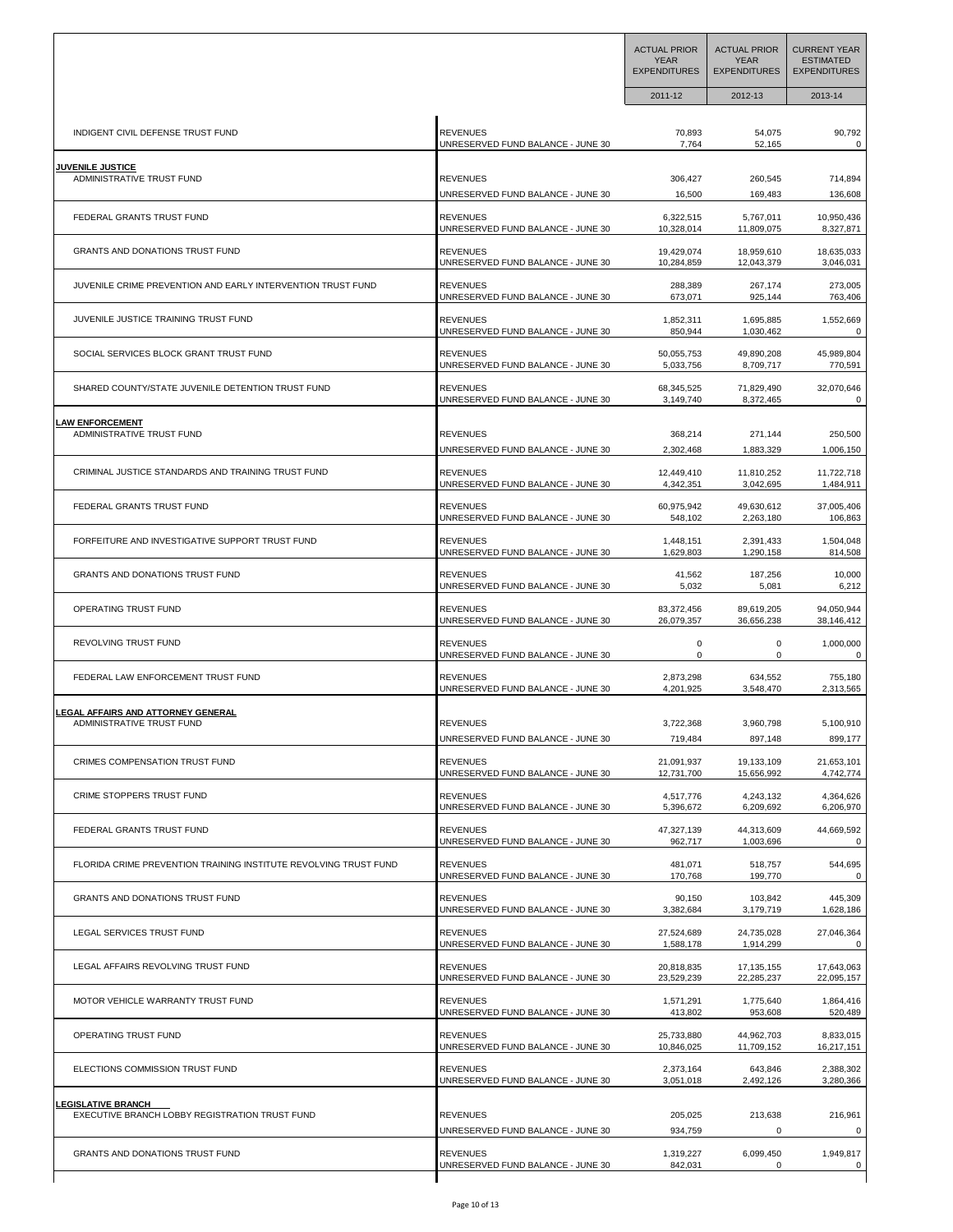| | | ACTUAL PRIOR YEAR EXPENDITURES | ACTUAL PRIOR YEAR EXPENDITURES | CURRENT YEAR ESTIMATED EXPENDITURES |
|---|---|---|---|---|
| | | 2011-12 | 2012-13 | 2013-14 |
| INDIGENT CIVIL DEFENSE TRUST FUND | REVENUES | 70,893 | 54,075 | 90,792 |
| | UNRESERVED FUND BALANCE - JUNE 30 | 7,764 | 52,165 | 0 |
| **JUVENILE JUSTICE** | | | | |
| ADMINISTRATIVE TRUST FUND | REVENUES | 306,427 | 260,545 | 714,894 |
| | UNRESERVED FUND BALANCE - JUNE 30 | 16,500 | 169,483 | 136,608 |
| FEDERAL GRANTS TRUST FUND | REVENUES | 6,322,515 | 5,767,011 | 10,950,436 |
| | UNRESERVED FUND BALANCE - JUNE 30 | 10,328,014 | 11,809,075 | 8,327,871 |
| GRANTS AND DONATIONS TRUST FUND | REVENUES | 19,429,074 | 18,959,610 | 18,635,033 |
| | UNRESERVED FUND BALANCE - JUNE 30 | 10,284,859 | 12,043,379 | 3,046,031 |
| JUVENILE CRIME PREVENTION AND EARLY INTERVENTION TRUST FUND | REVENUES | 288,389 | 267,174 | 273,005 |
| | UNRESERVED FUND BALANCE - JUNE 30 | 673,071 | 925,144 | 763,406 |
| JUVENILE JUSTICE TRAINING TRUST FUND | REVENUES | 1,852,311 | 1,695,885 | 1,552,669 |
| | UNRESERVED FUND BALANCE - JUNE 30 | 850,944 | 1,030,462 | 0 |
| SOCIAL SERVICES BLOCK GRANT TRUST FUND | REVENUES | 50,055,753 | 49,890,208 | 45,989,804 |
| | UNRESERVED FUND BALANCE - JUNE 30 | 5,033,756 | 8,709,717 | 770,591 |
| SHARED COUNTY/STATE JUVENILE DETENTION TRUST FUND | REVENUES | 68,345,525 | 71,829,490 | 32,070,646 |
| | UNRESERVED FUND BALANCE - JUNE 30 | 3,149,740 | 8,372,465 | 0 |
| **LAW ENFORCEMENT** | | | | |
| ADMINISTRATIVE TRUST FUND | REVENUES | 368,214 | 271,144 | 250,500 |
| | UNRESERVED FUND BALANCE - JUNE 30 | 2,302,468 | 1,883,329 | 1,006,150 |
| CRIMINAL JUSTICE STANDARDS AND TRAINING TRUST FUND | REVENUES | 12,449,410 | 11,810,252 | 11,722,718 |
| | UNRESERVED FUND BALANCE - JUNE 30 | 4,342,351 | 3,042,695 | 1,484,911 |
| FEDERAL GRANTS TRUST FUND | REVENUES | 60,975,942 | 49,630,612 | 37,005,406 |
| | UNRESERVED FUND BALANCE - JUNE 30 | 548,102 | 2,263,180 | 106,863 |
| FORFEITURE AND INVESTIGATIVE SUPPORT TRUST FUND | REVENUES | 1,448,151 | 2,391,433 | 1,504,048 |
| | UNRESERVED FUND BALANCE - JUNE 30 | 1,629,803 | 1,290,158 | 814,508 |
| GRANTS AND DONATIONS TRUST FUND | REVENUES | 41,562 | 187,256 | 10,000 |
| | UNRESERVED FUND BALANCE - JUNE 30 | 5,032 | 5,081 | 6,212 |
| OPERATING TRUST FUND | REVENUES | 83,372,456 | 89,619,205 | 94,050,944 |
| | UNRESERVED FUND BALANCE - JUNE 30 | 26,079,357 | 36,656,238 | 38,146,412 |
| REVOLVING TRUST FUND | REVENUES | 0 | 0 | 1,000,000 |
| | UNRESERVED FUND BALANCE - JUNE 30 | 0 | 0 | 0 |
| FEDERAL LAW ENFORCEMENT TRUST FUND | REVENUES | 2,873,298 | 634,552 | 755,180 |
| | UNRESERVED FUND BALANCE - JUNE 30 | 4,201,925 | 3,548,470 | 2,313,565 |
| **LEGAL AFFAIRS AND ATTORNEY GENERAL** | | | | |
| ADMINISTRATIVE TRUST FUND | REVENUES | 3,722,368 | 3,960,798 | 5,100,910 |
| | UNRESERVED FUND BALANCE - JUNE 30 | 719,484 | 897,148 | 899,177 |
| CRIMES COMPENSATION TRUST FUND | REVENUES | 21,091,937 | 19,133,109 | 21,653,101 |
| | UNRESERVED FUND BALANCE - JUNE 30 | 12,731,700 | 15,656,992 | 4,742,774 |
| CRIME STOPPERS TRUST FUND | REVENUES | 4,517,776 | 4,243,132 | 4,364,626 |
| | UNRESERVED FUND BALANCE - JUNE 30 | 5,396,672 | 6,209,692 | 6,206,970 |
| FEDERAL GRANTS TRUST FUND | REVENUES | 47,327,139 | 44,313,609 | 44,669,592 |
| | UNRESERVED FUND BALANCE - JUNE 30 | 962,717 | 1,003,696 | 0 |
| FLORIDA CRIME PREVENTION TRAINING INSTITUTE REVOLVING TRUST FUND | REVENUES | 481,071 | 518,757 | 544,695 |
| | UNRESERVED FUND BALANCE - JUNE 30 | 170,768 | 199,770 | 0 |
| GRANTS AND DONATIONS TRUST FUND | REVENUES | 90,150 | 103,842 | 445,309 |
| | UNRESERVED FUND BALANCE - JUNE 30 | 3,382,684 | 3,179,719 | 1,628,186 |
| LEGAL SERVICES TRUST FUND | REVENUES | 27,524,689 | 24,735,028 | 27,046,364 |
| | UNRESERVED FUND BALANCE - JUNE 30 | 1,588,178 | 1,914,299 | 0 |
| LEGAL AFFAIRS REVOLVING TRUST FUND | REVENUES | 20,818,835 | 17,135,155 | 17,643,063 |
| | UNRESERVED FUND BALANCE - JUNE 30 | 23,529,239 | 22,285,237 | 22,095,157 |
| MOTOR VEHICLE WARRANTY TRUST FUND | REVENUES | 1,571,291 | 1,775,640 | 1,864,416 |
| | UNRESERVED FUND BALANCE - JUNE 30 | 413,802 | 953,608 | 520,489 |
| OPERATING TRUST FUND | REVENUES | 25,733,880 | 44,962,703 | 8,833,015 |
| | UNRESERVED FUND BALANCE - JUNE 30 | 10,846,025 | 11,709,152 | 16,217,151 |
| ELECTIONS COMMISSION TRUST FUND | REVENUES | 2,373,164 | 643,846 | 2,388,302 |
| | UNRESERVED FUND BALANCE - JUNE 30 | 3,051,018 | 2,492,126 | 3,280,366 |
| **LEGISLATIVE BRANCH** | | | | |
| EXECUTIVE BRANCH LOBBY REGISTRATION TRUST FUND | REVENUES | 205,025 | 213,638 | 216,961 |
| | UNRESERVED FUND BALANCE - JUNE 30 | 934,759 | 0 | 0 |
| GRANTS AND DONATIONS TRUST FUND | REVENUES | 1,319,227 | 6,099,450 | 1,949,817 |
| | UNRESERVED FUND BALANCE - JUNE 30 | 842,031 | 0 | 0 |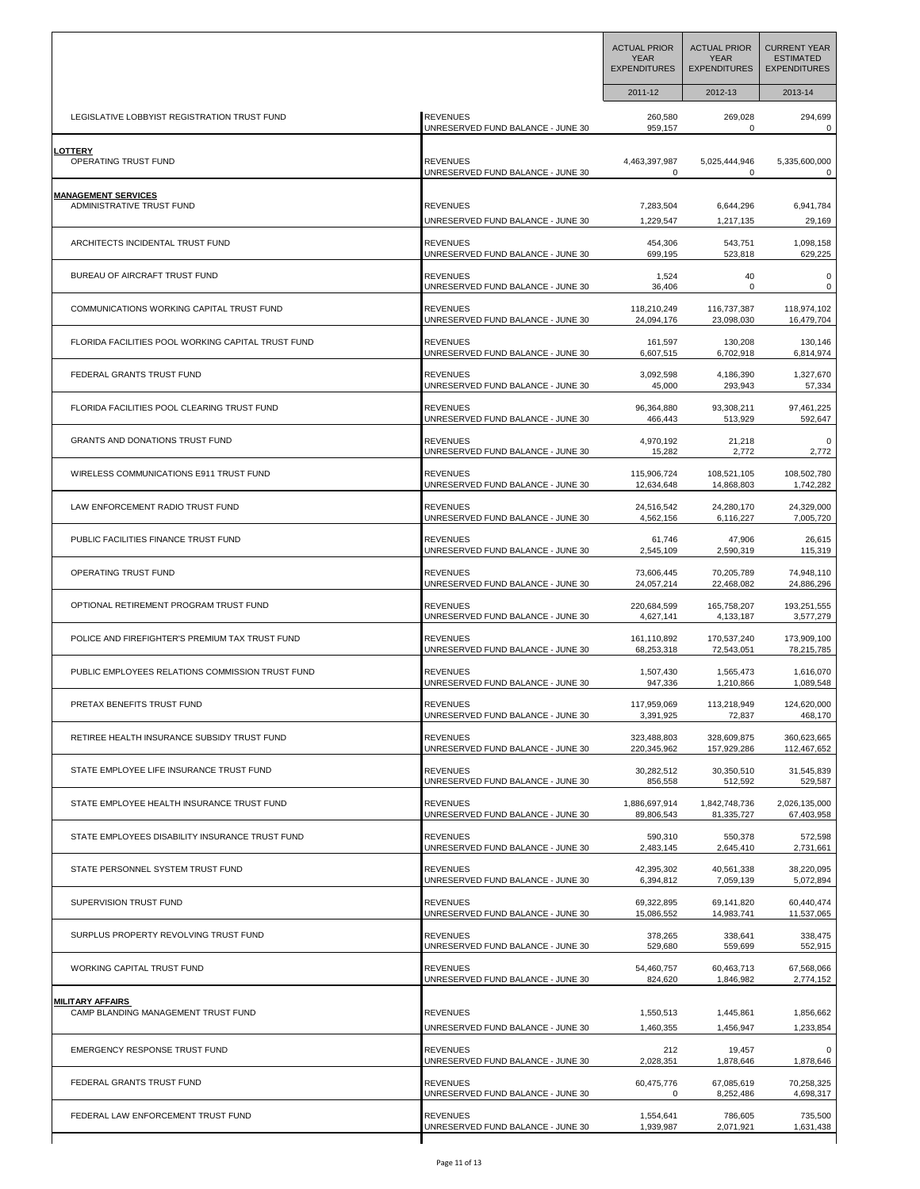| | | ACTUAL PRIOR YEAR EXPENDITURES | ACTUAL PRIOR YEAR EXPENDITURES | CURRENT YEAR ESTIMATED EXPENDITURES |
|---|---|---|---|---|
| | | 2011-12 | 2012-13 | 2013-14 |
| LEGISLATIVE LOBBYIST REGISTRATION TRUST FUND | REVENUES | 260,580 | 269,028 | 294,699 |
| | UNRESERVED FUND BALANCE - JUNE 30 | 959,157 | 0 | 0 |
| **LOTTERY** | | | | |
| OPERATING TRUST FUND | REVENUES | 4,463,397,987 | 5,025,444,946 | 5,335,600,000 |
| | UNRESERVED FUND BALANCE - JUNE 30 | 0 | 0 | 0 |
| **MANAGEMENT SERVICES** | | | | |
| ADMINISTRATIVE TRUST FUND | REVENUES | 7,283,504 | 6,644,296 | 6,941,784 |
| | UNRESERVED FUND BALANCE - JUNE 30 | 1,229,547 | 1,217,135 | 29,169 |
| ARCHITECTS INCIDENTAL TRUST FUND | REVENUES | 454,306 | 543,751 | 1,098,158 |
| | UNRESERVED FUND BALANCE - JUNE 30 | 699,195 | 523,818 | 629,225 |
| BUREAU OF AIRCRAFT TRUST FUND | REVENUES | 1,524 | 40 | 0 |
| | UNRESERVED FUND BALANCE - JUNE 30 | 36,406 | 0 | 0 |
| COMMUNICATIONS WORKING CAPITAL TRUST FUND | REVENUES | 118,210,249 | 116,737,387 | 118,974,102 |
| | UNRESERVED FUND BALANCE - JUNE 30 | 24,094,176 | 23,098,030 | 16,479,704 |
| FLORIDA FACILITIES POOL WORKING CAPITAL TRUST FUND | REVENUES | 161,597 | 130,208 | 130,146 |
| | UNRESERVED FUND BALANCE - JUNE 30 | 6,607,515 | 6,702,918 | 6,814,974 |
| FEDERAL GRANTS TRUST FUND | REVENUES | 3,092,598 | 4,186,390 | 1,327,670 |
| | UNRESERVED FUND BALANCE - JUNE 30 | 45,000 | 293,943 | 57,334 |
| FLORIDA FACILITIES POOL CLEARING TRUST FUND | REVENUES | 96,364,880 | 93,308,211 | 97,461,225 |
| | UNRESERVED FUND BALANCE - JUNE 30 | 466,443 | 513,929 | 592,647 |
| GRANTS AND DONATIONS TRUST FUND | REVENUES | 4,970,192 | 21,218 | 0 |
| | UNRESERVED FUND BALANCE - JUNE 30 | 15,282 | 2,772 | 2,772 |
| WIRELESS COMMUNICATIONS E911 TRUST FUND | REVENUES | 115,906,724 | 108,521,105 | 108,502,780 |
| | UNRESERVED FUND BALANCE - JUNE 30 | 12,634,648 | 14,868,803 | 1,742,282 |
| LAW ENFORCEMENT RADIO TRUST FUND | REVENUES | 24,516,542 | 24,280,170 | 24,329,000 |
| | UNRESERVED FUND BALANCE - JUNE 30 | 4,562,156 | 6,116,227 | 7,005,720 |
| PUBLIC FACILITIES FINANCE TRUST FUND | REVENUES | 61,746 | 47,906 | 26,615 |
| | UNRESERVED FUND BALANCE - JUNE 30 | 2,545,109 | 2,590,319 | 115,319 |
| OPERATING TRUST FUND | REVENUES | 73,606,445 | 70,205,789 | 74,948,110 |
| | UNRESERVED FUND BALANCE - JUNE 30 | 24,057,214 | 22,468,082 | 24,886,296 |
| OPTIONAL RETIREMENT PROGRAM TRUST FUND | REVENUES | 220,684,599 | 165,758,207 | 193,251,555 |
| | UNRESERVED FUND BALANCE - JUNE 30 | 4,627,141 | 4,133,187 | 3,577,279 |
| POLICE AND FIREFIGHTER'S PREMIUM TAX TRUST FUND | REVENUES | 161,110,892 | 170,537,240 | 173,909,100 |
| | UNRESERVED FUND BALANCE - JUNE 30 | 68,253,318 | 72,543,051 | 78,215,785 |
| PUBLIC EMPLOYEES RELATIONS COMMISSION TRUST FUND | REVENUES | 1,507,430 | 1,565,473 | 1,616,070 |
| | UNRESERVED FUND BALANCE - JUNE 30 | 947,336 | 1,210,866 | 1,089,548 |
| PRETAX BENEFITS TRUST FUND | REVENUES | 117,959,069 | 113,218,949 | 124,620,000 |
| | UNRESERVED FUND BALANCE - JUNE 30 | 3,391,925 | 72,837 | 468,170 |
| RETIREE HEALTH INSURANCE SUBSIDY TRUST FUND | REVENUES | 323,488,803 | 328,609,875 | 360,623,665 |
| | UNRESERVED FUND BALANCE - JUNE 30 | 220,345,962 | 157,929,286 | 112,467,652 |
| STATE EMPLOYEE LIFE INSURANCE TRUST FUND | REVENUES | 30,282,512 | 30,350,510 | 31,545,839 |
| | UNRESERVED FUND BALANCE - JUNE 30 | 856,558 | 512,592 | 529,587 |
| STATE EMPLOYEE HEALTH INSURANCE TRUST FUND | REVENUES | 1,886,697,914 | 1,842,748,736 | 2,026,135,000 |
| | UNRESERVED FUND BALANCE - JUNE 30 | 89,806,543 | 81,335,727 | 67,403,958 |
| STATE EMPLOYEES DISABILITY INSURANCE TRUST FUND | REVENUES | 590,310 | 550,378 | 572,598 |
| | UNRESERVED FUND BALANCE - JUNE 30 | 2,483,145 | 2,645,410 | 2,731,661 |
| STATE PERSONNEL SYSTEM TRUST FUND | REVENUES | 42,395,302 | 40,561,338 | 38,220,095 |
| | UNRESERVED FUND BALANCE - JUNE 30 | 6,394,812 | 7,059,139 | 5,072,894 |
| SUPERVISION TRUST FUND | REVENUES | 69,322,895 | 69,141,820 | 60,440,474 |
| | UNRESERVED FUND BALANCE - JUNE 30 | 15,086,552 | 14,983,741 | 11,537,065 |
| SURPLUS PROPERTY REVOLVING TRUST FUND | REVENUES | 378,265 | 338,641 | 338,475 |
| | UNRESERVED FUND BALANCE - JUNE 30 | 529,680 | 559,699 | 552,915 |
| WORKING CAPITAL TRUST FUND | REVENUES | 54,460,757 | 60,463,713 | 67,568,066 |
| | UNRESERVED FUND BALANCE - JUNE 30 | 824,620 | 1,846,982 | 2,774,152 |
| **MILITARY AFFAIRS** | | | | |
| CAMP BLANDING MANAGEMENT TRUST FUND | REVENUES | 1,550,513 | 1,445,861 | 1,856,662 |
| | UNRESERVED FUND BALANCE - JUNE 30 | 1,460,355 | 1,456,947 | 1,233,854 |
| EMERGENCY RESPONSE TRUST FUND | REVENUES | 212 | 19,457 | 0 |
| | UNRESERVED FUND BALANCE - JUNE 30 | 2,028,351 | 1,878,646 | 1,878,646 |
| FEDERAL GRANTS TRUST FUND | REVENUES | 60,475,776 | 67,085,619 | 70,258,325 |
| | UNRESERVED FUND BALANCE - JUNE 30 | 0 | 8,252,486 | 4,698,317 |
| FEDERAL LAW ENFORCEMENT TRUST FUND | REVENUES | 1,554,641 | 786,605 | 735,500 |
| | UNRESERVED FUND BALANCE - JUNE 30 | 1,939,987 | 2,071,921 | 1,631,438 |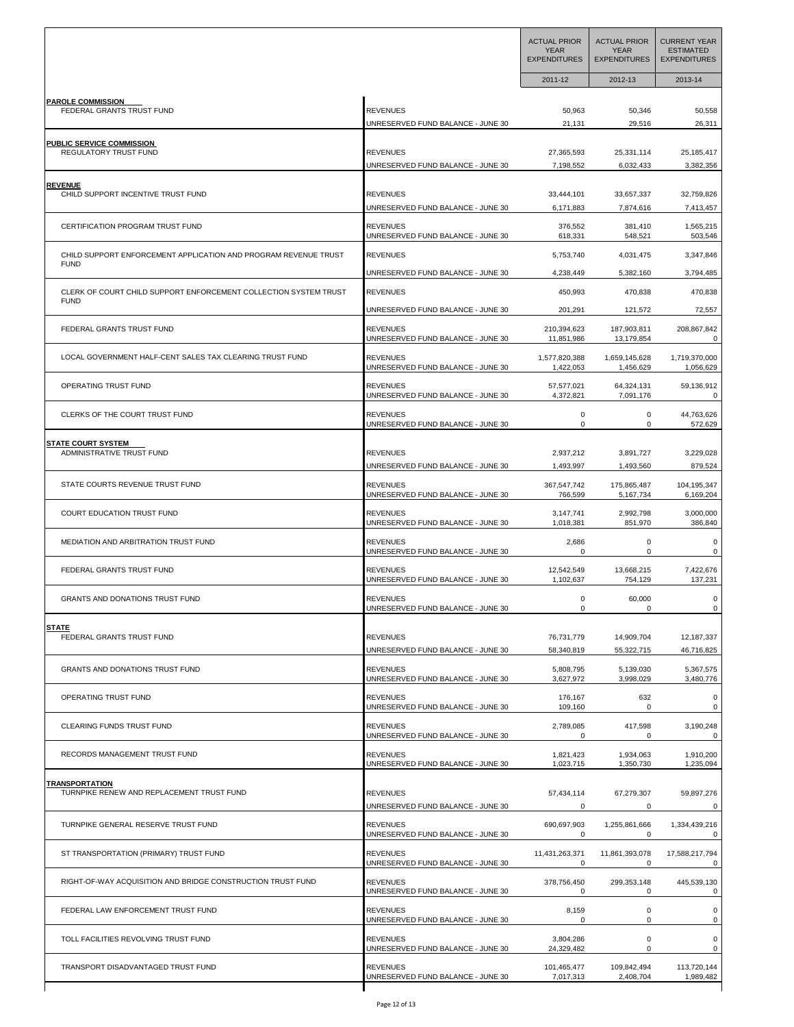| | | ACTUAL PRIOR YEAR EXPENDITURES | ACTUAL PRIOR YEAR EXPENDITURES | CURRENT YEAR ESTIMATED EXPENDITURES |
|---|---|---|---|---|
| | | 2011-12 | 2012-13 | 2013-14 |
| **PAROLE COMMISSION** | | | | |
| FEDERAL GRANTS TRUST FUND | REVENUES | 50,963 | 50,346 | 50,558 |
| | UNRESERVED FUND BALANCE - JUNE 30 | 21,131 | 29,516 | 26,311 |
| **PUBLIC SERVICE COMMISSION** | | | | |
| REGULATORY TRUST FUND | REVENUES | 27,365,593 | 25,331,114 | 25,185,417 |
| | UNRESERVED FUND BALANCE - JUNE 30 | 7,198,552 | 6,032,433 | 3,382,356 |
| **REVENUE** | | | | |
| CHILD SUPPORT INCENTIVE TRUST FUND | REVENUES | 33,444,101 | 33,657,337 | 32,759,826 |
| | UNRESERVED FUND BALANCE - JUNE 30 | 6,171,883 | 7,874,616 | 7,413,457 |
| CERTIFICATION PROGRAM TRUST FUND | REVENUES | 376,552 | 381,410 | 1,565,215 |
| | UNRESERVED FUND BALANCE - JUNE 30 | 618,331 | 548,521 | 503,546 |
| CHILD SUPPORT ENFORCEMENT APPLICATION AND PROGRAM REVENUE TRUST FUND | REVENUES | 5,753,740 | 4,031,475 | 3,347,846 |
| | UNRESERVED FUND BALANCE - JUNE 30 | 4,238,449 | 5,382,160 | 3,794,485 |
| CLERK OF COURT CHILD SUPPORT ENFORCEMENT COLLECTION SYSTEM TRUST FUND | REVENUES | 450,993 | 470,838 | 470,838 |
| | UNRESERVED FUND BALANCE - JUNE 30 | 201,291 | 121,572 | 72,557 |
| FEDERAL GRANTS TRUST FUND | REVENUES | 210,394,623 | 187,903,811 | 208,867,842 |
| | UNRESERVED FUND BALANCE - JUNE 30 | 11,851,986 | 13,179,854 | 0 |
| LOCAL GOVERNMENT HALF-CENT SALES TAX CLEARING TRUST FUND | REVENUES | 1,577,820,388 | 1,659,145,628 | 1,719,370,000 |
| | UNRESERVED FUND BALANCE - JUNE 30 | 1,422,053 | 1,456,629 | 1,056,629 |
| OPERATING TRUST FUND | REVENUES | 57,577,021 | 64,324,131 | 59,136,912 |
| | UNRESERVED FUND BALANCE - JUNE 30 | 4,372,821 | 7,091,176 | 0 |
| CLERKS OF THE COURT TRUST FUND | REVENUES | 0 | 0 | 44,763,626 |
| | UNRESERVED FUND BALANCE - JUNE 30 | 0 | 0 | 572,629 |
| **STATE COURT SYSTEM** | | | | |
| ADMINISTRATIVE TRUST FUND | REVENUES | 2,937,212 | 3,891,727 | 3,229,028 |
| | UNRESERVED FUND BALANCE - JUNE 30 | 1,493,997 | 1,493,560 | 879,524 |
| STATE COURTS REVENUE TRUST FUND | REVENUES | 367,547,742 | 175,865,487 | 104,195,347 |
| | UNRESERVED FUND BALANCE - JUNE 30 | 766,599 | 5,167,734 | 6,169,204 |
| COURT EDUCATION TRUST FUND | REVENUES | 3,147,741 | 2,992,798 | 3,000,000 |
| | UNRESERVED FUND BALANCE - JUNE 30 | 1,018,381 | 851,970 | 386,840 |
| MEDIATION AND ARBITRATION TRUST FUND | REVENUES | 2,686 | 0 | 0 |
| | UNRESERVED FUND BALANCE - JUNE 30 | 0 | 0 | 0 |
| FEDERAL GRANTS TRUST FUND | REVENUES | 12,542,549 | 13,668,215 | 7,422,676 |
| | UNRESERVED FUND BALANCE - JUNE 30 | 1,102,637 | 754,129 | 137,231 |
| GRANTS AND DONATIONS TRUST FUND | REVENUES | 0 | 60,000 | 0 |
| | UNRESERVED FUND BALANCE - JUNE 30 | 0 | 0 | 0 |
| **STATE** | | | | |
| FEDERAL GRANTS TRUST FUND | REVENUES | 76,731,779 | 14,909,704 | 12,187,337 |
| | UNRESERVED FUND BALANCE - JUNE 30 | 58,340,819 | 55,322,715 | 46,716,825 |
| GRANTS AND DONATIONS TRUST FUND | REVENUES | 5,808,795 | 5,139,030 | 5,367,575 |
| | UNRESERVED FUND BALANCE - JUNE 30 | 3,627,972 | 3,998,029 | 3,480,776 |
| OPERATING TRUST FUND | REVENUES | 176,167 | 632 | 0 |
| | UNRESERVED FUND BALANCE - JUNE 30 | 109,160 | 0 | 0 |
| CLEARING FUNDS TRUST FUND | REVENUES | 2,789,085 | 417,598 | 3,190,248 |
| | UNRESERVED FUND BALANCE - JUNE 30 | 0 | 0 | 0 |
| RECORDS MANAGEMENT TRUST FUND | REVENUES | 1,821,423 | 1,934,063 | 1,910,200 |
| | UNRESERVED FUND BALANCE - JUNE 30 | 1,023,715 | 1,350,730 | 1,235,094 |
| **TRANSPORTATION** | | | | |
| TURNPIKE RENEW AND REPLACEMENT TRUST FUND | REVENUES | 57,434,114 | 67,279,307 | 59,897,276 |
| | UNRESERVED FUND BALANCE - JUNE 30 | 0 | 0 | 0 |
| TURNPIKE GENERAL RESERVE TRUST FUND | REVENUES | 690,697,903 | 1,255,861,666 | 1,334,439,216 |
| | UNRESERVED FUND BALANCE - JUNE 30 | 0 | 0 | 0 |
| ST TRANSPORTATION (PRIMARY) TRUST FUND | REVENUES | 11,431,263,371 | 11,861,393,078 | 17,588,217,794 |
| | UNRESERVED FUND BALANCE - JUNE 30 | 0 | 0 | 0 |
| RIGHT-OF-WAY ACQUISITION AND BRIDGE CONSTRUCTION TRUST FUND | REVENUES | 378,756,450 | 299,353,148 | 445,539,130 |
| | UNRESERVED FUND BALANCE - JUNE 30 | 0 | 0 | 0 |
| FEDERAL LAW ENFORCEMENT TRUST FUND | REVENUES | 8,159 | 0 | 0 |
| | UNRESERVED FUND BALANCE - JUNE 30 | 0 | 0 | 0 |
| TOLL FACILITIES REVOLVING TRUST FUND | REVENUES | 3,804,286 | 0 | 0 |
| | UNRESERVED FUND BALANCE - JUNE 30 | 24,329,482 | 0 | 0 |
| TRANSPORT DISADVANTAGED TRUST FUND | REVENUES | 101,465,477 | 109,842,494 | 113,720,144 |
| | UNRESERVED FUND BALANCE - JUNE 30 | 7,017,313 | 2,408,704 | 1,989,482 |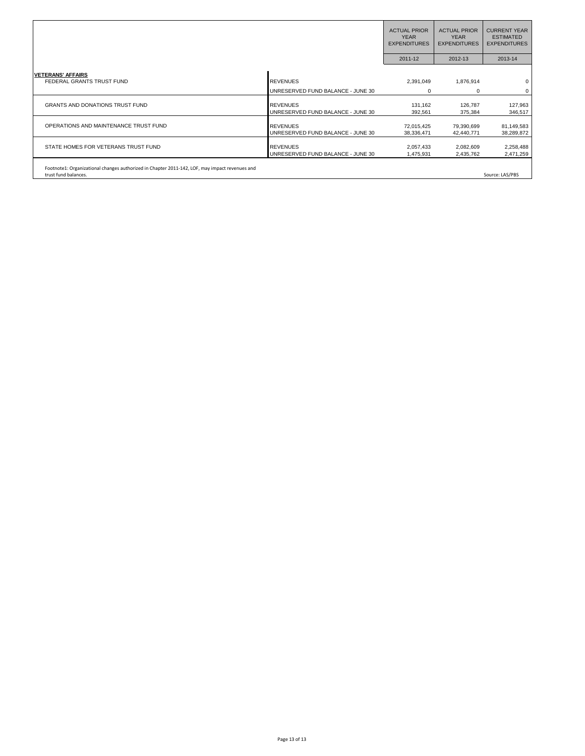| | | ACTUAL PRIOR YEAR EXPENDITURES | ACTUAL PRIOR YEAR EXPENDITURES | CURRENT YEAR ESTIMATED EXPENDITURES |
|---|---|---|---|---|
| | | 2011-12 | 2012-13 | 2013-14 |
| **VETERANS' AFFAIRS** | | | | |
| FEDERAL GRANTS TRUST FUND | REVENUES | 2,391,049 | 1,876,914 | 0 |
| | UNRESERVED FUND BALANCE - JUNE 30 | 0 | 0 | 0 |
| GRANTS AND DONATIONS TRUST FUND | REVENUES | 131,162 | 126,787 | 127,963 |
| | UNRESERVED FUND BALANCE - JUNE 30 | 392,561 | 375,384 | 346,517 |
| OPERATIONS AND MAINTENANCE TRUST FUND | REVENUES | 72,015,425 | 79,390,699 | 81,149,583 |
| | UNRESERVED FUND BALANCE - JUNE 30 | 38,336,471 | 42,440,771 | 38,289,872 |
| STATE HOMES FOR VETERANS TRUST FUND | REVENUES | 2,057,433 | 2,082,609 | 2,258,488 |
| | UNRESERVED FUND BALANCE - JUNE 30 | 1,475,931 | 2,435,762 | 2,471,259 |

Footnote1: Organizational changes authorized in Chapter 2011-142, LOF, may impact revenues and trust fund balances.

Source: LAS/PBS